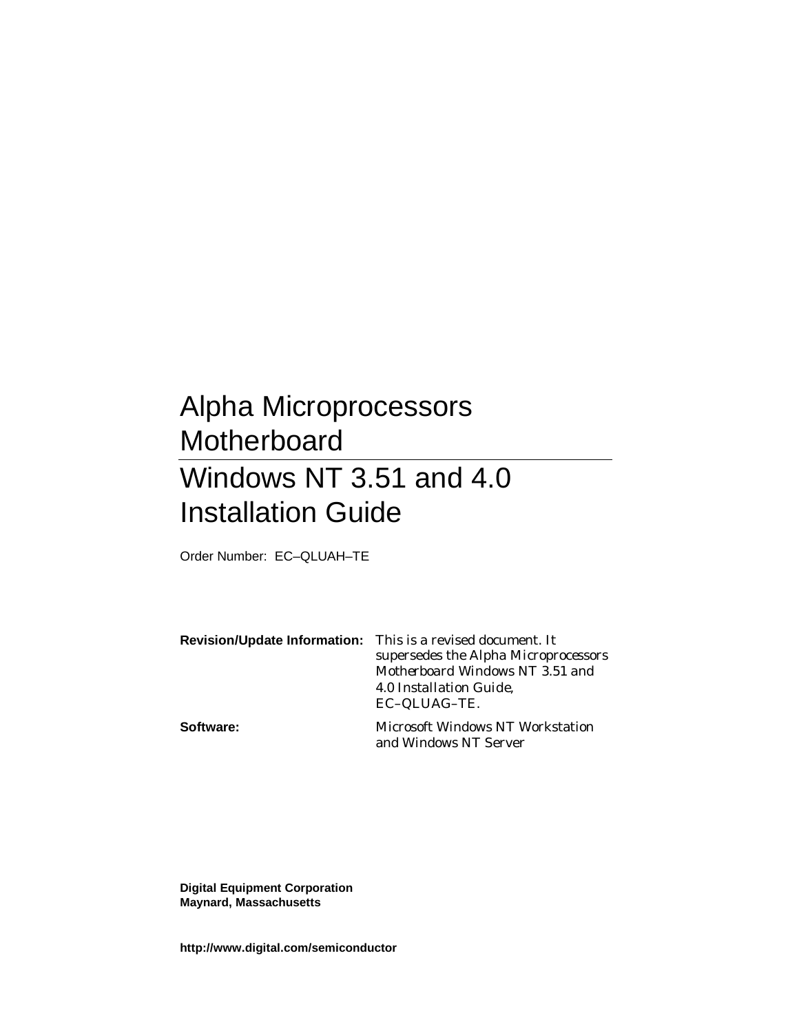# Alpha Microprocessors Motherboard

# Windows NT 3.51 and 4.0 Installation Guide

Order Number: EC–QLUAH–TE

**Revision/Update Information:** This is a revised document. It supersedes the *Alpha Microprocessors Motherboard Windows NT 3.51 and 4.0 Installation Guide*, EC–QLUAG–TE.

**Software:** Microsoft Windows NT Workstation and Windows NT Server

**Digital Equipment Corporation**
**Maynard, Massachusetts**

**http://www.digital.com/semiconductor**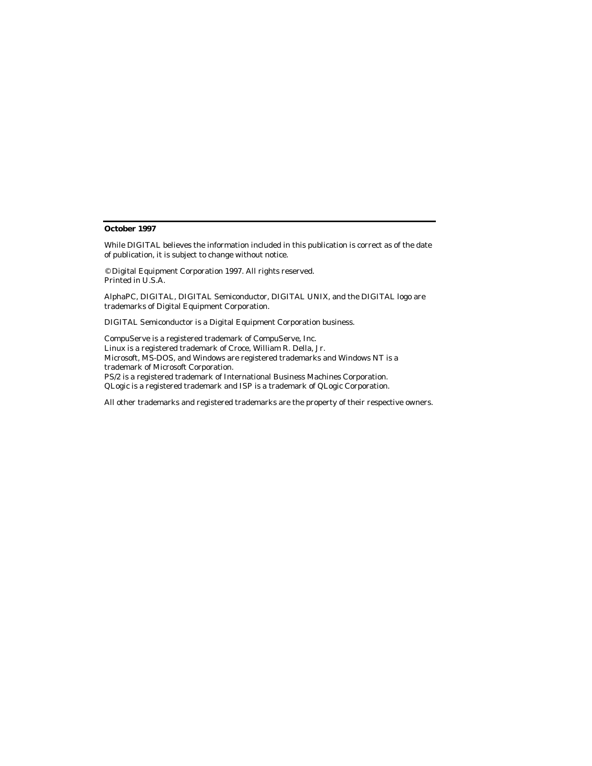**October 1997**

While DIGITAL believes the information included in this publication is correct as of the date of publication, it is subject to change without notice.

© Digital Equipment Corporation 1997. All rights reserved.
Printed in U.S.A.

AlphaPC, DIGITAL, DIGITAL Semiconductor, DIGITAL UNIX, and the DIGITAL logo are trademarks of Digital Equipment Corporation.

DIGITAL Semiconductor is a Digital Equipment Corporation business.

CompuServe is a registered trademark of CompuServe, Inc.
Linux is a registered trademark of Croce, William R. Della, Jr.
Microsoft, MS-DOS, and Windows are registered trademarks and Windows NT is a trademark of Microsoft Corporation.
PS/2 is a registered trademark of International Business Machines Corporation.
QLogic is a registered trademark and ISP is a trademark of QLogic Corporation.

All other trademarks and registered trademarks are the property of their respective owners.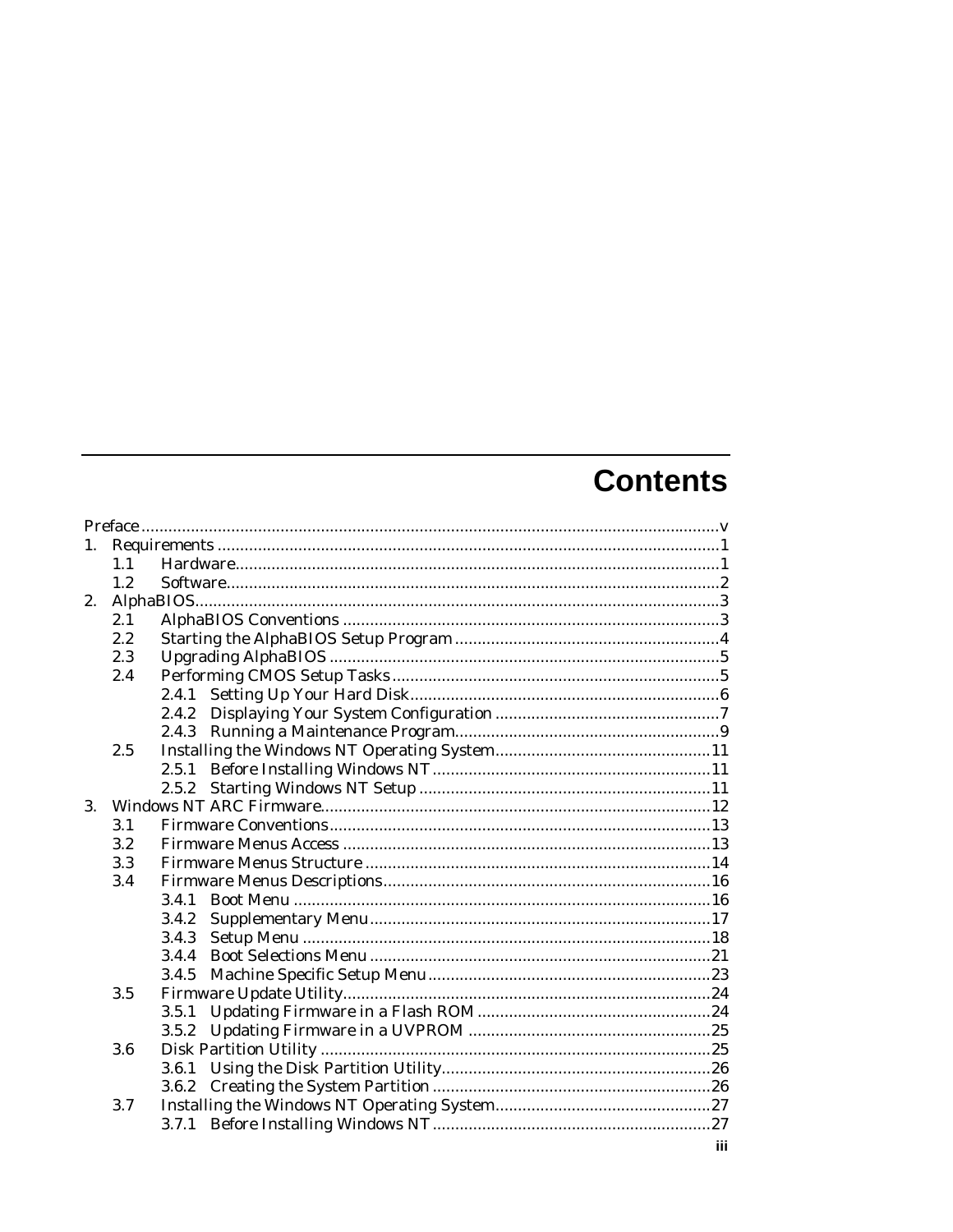# Contents

Preface ..... v

1. Requirements ..... 1
   - 1.1 Hardware ..... 1
   - 1.2 Software ..... 2
2. AlphaBIOS ..... 3
   - 2.1 AlphaBIOS Conventions ..... 3
   - 2.2 Starting the AlphaBIOS Setup Program ..... 4
   - 2.3 Upgrading AlphaBIOS ..... 5
   - 2.4 Performing CMOS Setup Tasks ..... 5
     - 2.4.1 Setting Up Your Hard Disk ..... 6
     - 2.4.2 Displaying Your System Configuration ..... 7
     - 2.4.3 Running a Maintenance Program ..... 9
   - 2.5 Installing the Windows NT Operating System ..... 11
     - 2.5.1 Before Installing Windows NT ..... 11
     - 2.5.2 Starting Windows NT Setup ..... 11
3. Windows NT ARC Firmware ..... 12
   - 3.1 Firmware Conventions ..... 13
   - 3.2 Firmware Menus Access ..... 13
   - 3.3 Firmware Menus Structure ..... 14
   - 3.4 Firmware Menus Descriptions ..... 16
     - 3.4.1 Boot Menu ..... 16
     - 3.4.2 Supplementary Menu ..... 17
     - 3.4.3 Setup Menu ..... 18
     - 3.4.4 Boot Selections Menu ..... 21
     - 3.4.5 Machine Specific Setup Menu ..... 23
   - 3.5 Firmware Update Utility ..... 24
     - 3.5.1 Updating Firmware in a Flash ROM ..... 24
     - 3.5.2 Updating Firmware in a UVPROM ..... 25
   - 3.6 Disk Partition Utility ..... 25
     - 3.6.1 Using the Disk Partition Utility ..... 26
     - 3.6.2 Creating the System Partition ..... 26
   - 3.7 Installing the Windows NT Operating System ..... 27
     - 3.7.1 Before Installing Windows NT ..... 27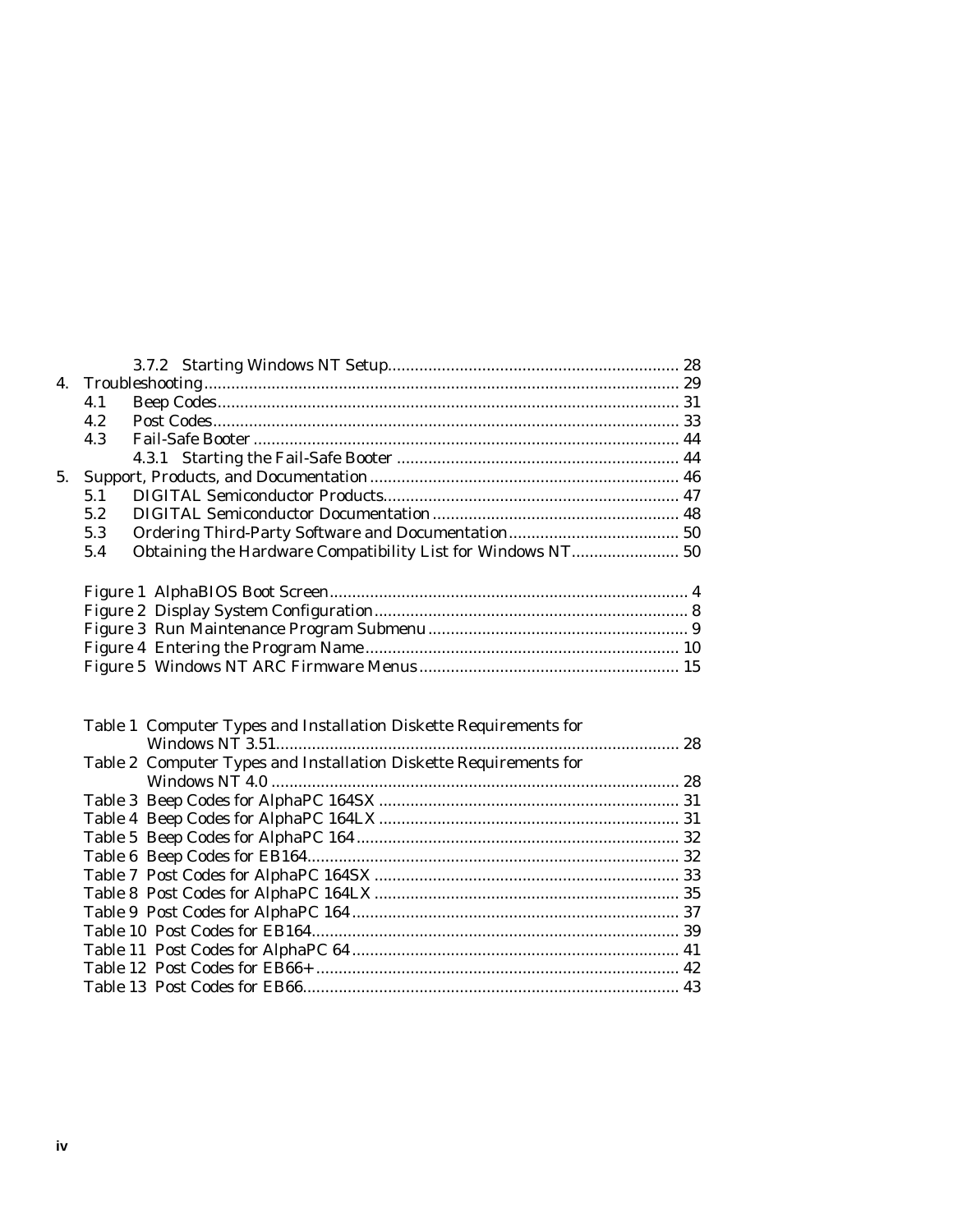3.7.2 Starting Windows NT Setup ........ 28

4. Troubleshooting ........ 29
   - 4.1 Beep Codes ........ 31
   - 4.2 Post Codes ........ 33
   - 4.3 Fail-Safe Booter ........ 44
     - 4.3.1 Starting the Fail-Safe Booter ........ 44
5. Support, Products, and Documentation ........ 46
   - 5.1 DIGITAL Semiconductor Products ........ 47
   - 5.2 DIGITAL Semiconductor Documentation ........ 48
   - 5.3 Ordering Third-Party Software and Documentation ........ 50
   - 5.4 Obtaining the Hardware Compatibility List for Windows NT ........ 50

Figure 1 AlphaBIOS Boot Screen ........ 4
Figure 2 Display System Configuration ........ 8
Figure 3 Run Maintenance Program Submenu ........ 9
Figure 4 Entering the Program Name ........ 10
Figure 5 Windows NT ARC Firmware Menus ........ 15

Table 1 Computer Types and Installation Diskette Requirements for Windows NT 3.51 ........ 28
Table 2 Computer Types and Installation Diskette Requirements for Windows NT 4.0 ........ 28
Table 3 Beep Codes for AlphaPC 164SX ........ 31
Table 4 Beep Codes for AlphaPC 164LX ........ 31
Table 5 Beep Codes for AlphaPC 164 ........ 32
Table 6 Beep Codes for EB164 ........ 32
Table 7 Post Codes for AlphaPC 164SX ........ 33
Table 8 Post Codes for AlphaPC 164LX ........ 35
Table 9 Post Codes for AlphaPC 164 ........ 37
Table 10 Post Codes for EB164 ........ 39
Table 11 Post Codes for AlphaPC 64 ........ 41
Table 12 Post Codes for EB66+ ........ 42
Table 13 Post Codes for EB66 ........ 43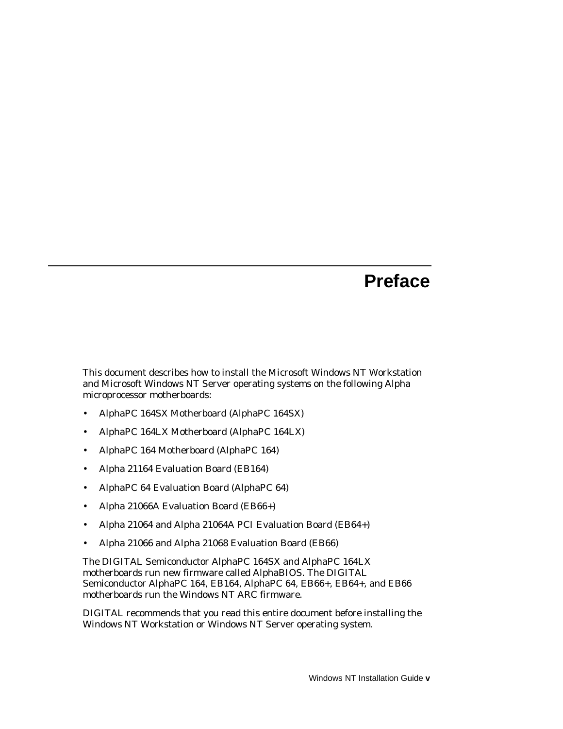# Preface

This document describes how to install the Microsoft Windows NT Workstation and Microsoft Windows NT Server operating systems on the following Alpha microprocessor motherboards:

- AlphaPC 164SX Motherboard (AlphaPC 164SX)
- AlphaPC 164LX Motherboard (AlphaPC 164LX)
- AlphaPC 164 Motherboard (AlphaPC 164)
- Alpha 21164 Evaluation Board (EB164)
- AlphaPC 64 Evaluation Board (AlphaPC 64)
- Alpha 21066A Evaluation Board (EB66+)
- Alpha 21064 and Alpha 21064A PCI Evaluation Board (EB64+)
- Alpha 21066 and Alpha 21068 Evaluation Board (EB66)

The DIGITAL Semiconductor AlphaPC 164SX and AlphaPC 164LX motherboards run new firmware called AlphaBIOS. The DIGITAL Semiconductor AlphaPC 164, EB164, AlphaPC 64, EB66+, EB64+, and EB66 motherboards run the Windows NT ARC firmware.

DIGITAL recommends that you read this entire document before installing the Windows NT Workstation or Windows NT Server operating system.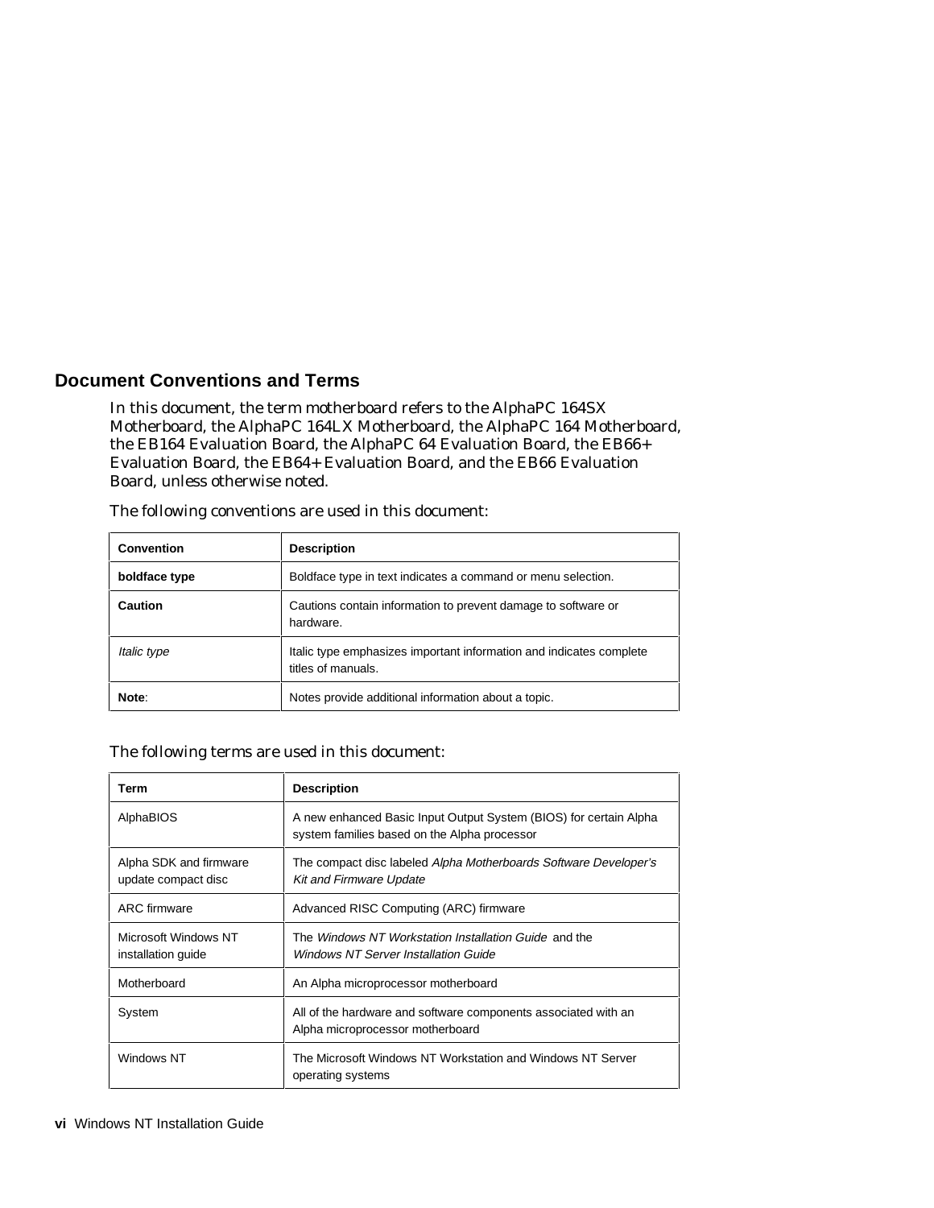## Document Conventions and Terms

In this document, the term motherboard refers to the AlphaPC 164SX Motherboard, the AlphaPC 164LX Motherboard, the AlphaPC 164 Motherboard, the EB164 Evaluation Board, the AlphaPC 64 Evaluation Board, the EB66+ Evaluation Board, the EB64+ Evaluation Board, and the EB66 Evaluation Board, unless otherwise noted.

The following conventions are used in this document:

| Convention | Description |
|---|---|
| **boldface type** | Boldface type in text indicates a command or menu selection. |
| **Caution** | Cautions contain information to prevent damage to software or hardware. |
| *Italic type* | Italic type emphasizes important information and indicates complete titles of manuals. |
| **Note**: | Notes provide additional information about a topic. |

The following terms are used in this document:

| Term | Description |
|---|---|
| AlphaBIOS | A new enhanced Basic Input Output System (BIOS) for certain Alpha system families based on the Alpha processor |
| Alpha SDK and firmware update compact disc | The compact disc labeled *Alpha Motherboards Software Developer's Kit and Firmware Update* |
| ARC firmware | Advanced RISC Computing (ARC) firmware |
| Microsoft Windows NT installation guide | The *Windows NT Workstation Installation Guide* and the *Windows NT Server Installation Guide* |
| Motherboard | An Alpha microprocessor motherboard |
| System | All of the hardware and software components associated with an Alpha microprocessor motherboard |
| Windows NT | The Microsoft Windows NT Workstation and Windows NT Server operating systems |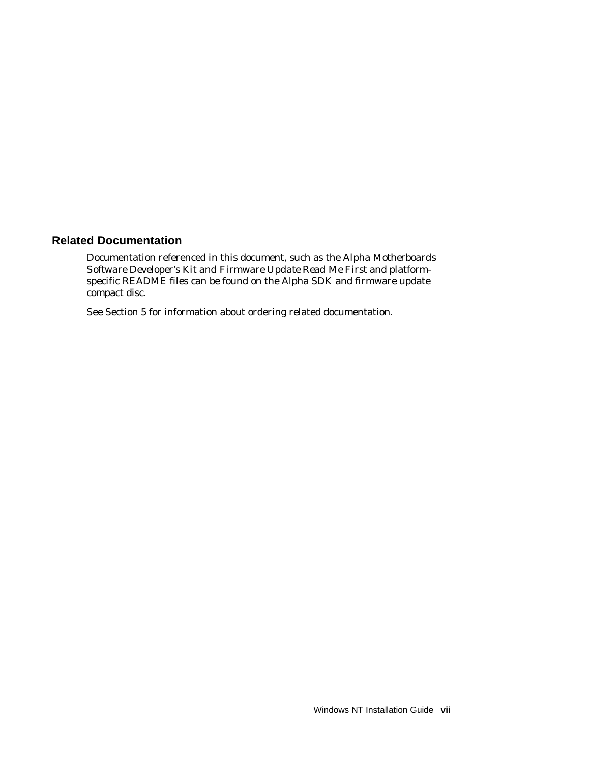## Related Documentation

Documentation referenced in this document, such as the *Alpha Motherboards Software Developer's Kit and Firmware Update Read Me First* and platform-specific README files can be found on the Alpha SDK and firmware update compact disc.

See Section 5 for information about ordering related documentation.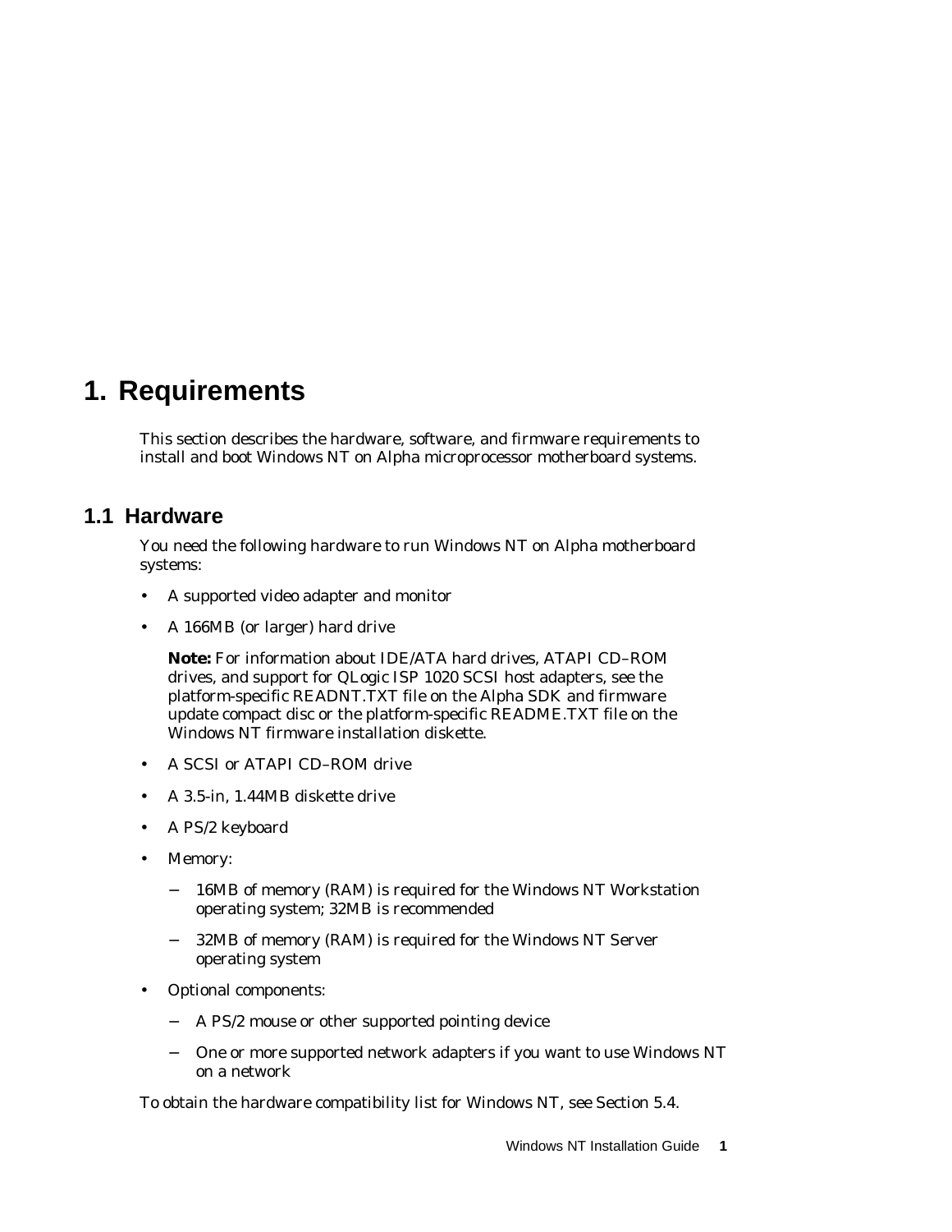# 1. Requirements

This section describes the hardware, software, and firmware requirements to install and boot Windows NT on Alpha microprocessor motherboard systems.

## 1.1 Hardware

You need the following hardware to run Windows NT on Alpha motherboard systems:

- A supported video adapter and monitor
- A 166MB (or larger) hard drive

  **Note:** For information about IDE/ATA hard drives, ATAPI CD–ROM drives, and support for QLogic ISP 1020 SCSI host adapters, see the platform-specific READNT.TXT file on the Alpha SDK and firmware update compact disc or the platform-specific README.TXT file on the Windows NT firmware installation diskette.

- A SCSI or ATAPI CD–ROM drive
- A 3.5-in, 1.44MB diskette drive
- A PS/2 keyboard
- Memory:
  - 16MB of memory (RAM) is required for the Windows NT Workstation operating system; 32MB is recommended
  - 32MB of memory (RAM) is required for the Windows NT Server operating system
- Optional components:
  - A PS/2 mouse or other supported pointing device
  - One or more supported network adapters if you want to use Windows NT on a network

To obtain the hardware compatibility list for Windows NT, see Section 5.4.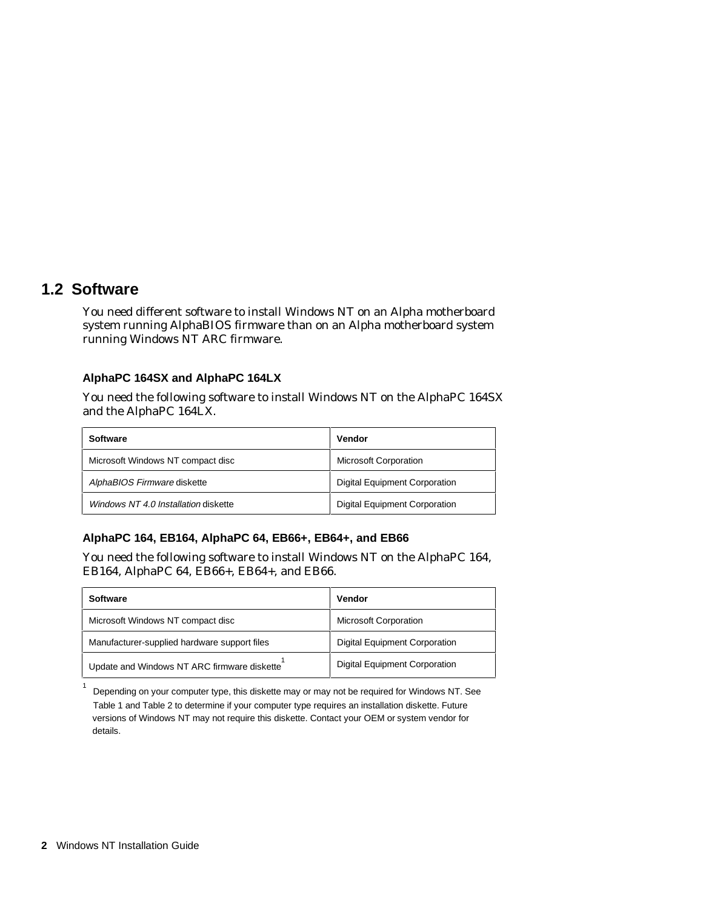## 1.2 Software

You need different software to install Windows NT on an Alpha motherboard system running AlphaBIOS firmware than on an Alpha motherboard system running Windows NT ARC firmware.

### AlphaPC 164SX and AlphaPC 164LX

You need the following software to install Windows NT on the AlphaPC 164SX and the AlphaPC 164LX.

| Software | Vendor |
|---|---|
| Microsoft Windows NT compact disc | Microsoft Corporation |
| *AlphaBIOS Firmware* diskette | Digital Equipment Corporation |
| *Windows NT 4.0 Installation* diskette | Digital Equipment Corporation |

### AlphaPC 164, EB164, AlphaPC 64, EB66+, EB64+, and EB66

You need the following software to install Windows NT on the AlphaPC 164, EB164, AlphaPC 64, EB66+, EB64+, and EB66.

| Software | Vendor |
|---|---|
| Microsoft Windows NT compact disc | Microsoft Corporation |
| Manufacturer-supplied hardware support files | Digital Equipment Corporation |
| Update and Windows NT ARC firmware diskette[1] | Digital Equipment Corporation |

[1] Depending on your computer type, this diskette may or may not be required for Windows NT. See Table 1 and Table 2 to determine if your computer type requires an installation diskette. Future versions of Windows NT may not require this diskette. Contact your OEM or system vendor for details.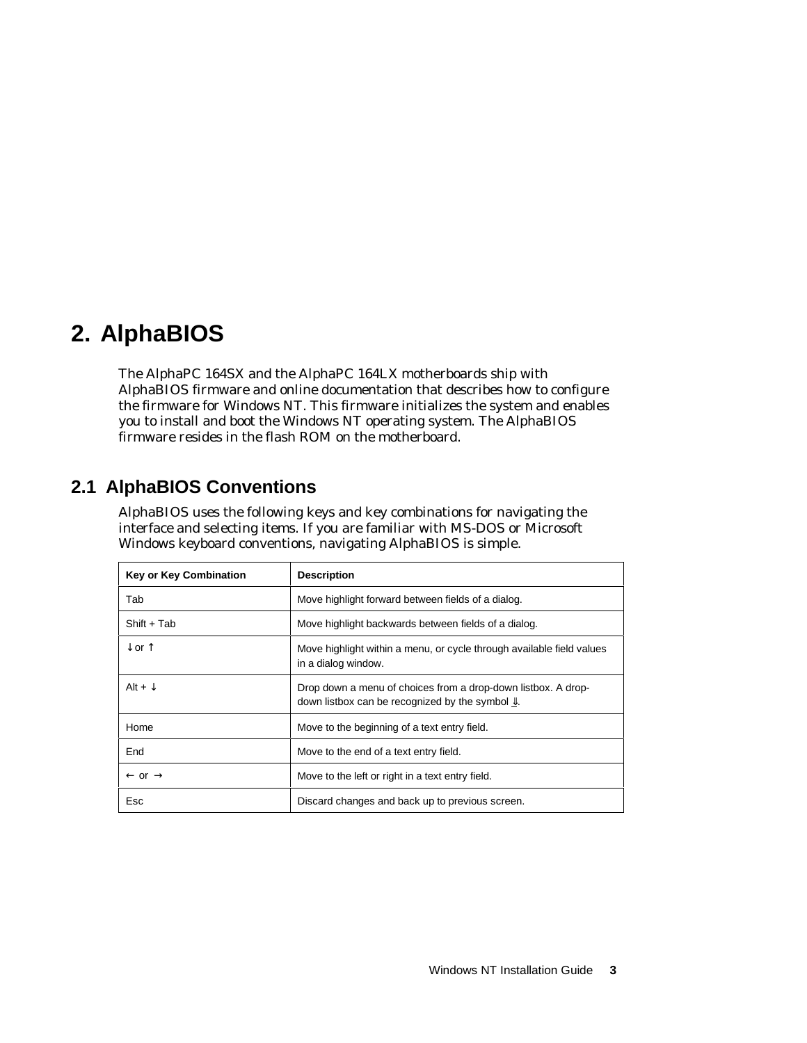# 2. AlphaBIOS

The AlphaPC 164SX and the AlphaPC 164LX motherboards ship with AlphaBIOS firmware and online documentation that describes how to configure the firmware for Windows NT. This firmware initializes the system and enables you to install and boot the Windows NT operating system. The AlphaBIOS firmware resides in the flash ROM on the motherboard.

## 2.1 AlphaBIOS Conventions

AlphaBIOS uses the following keys and key combinations for navigating the interface and selecting items. If you are familiar with MS-DOS or Microsoft Windows keyboard conventions, navigating AlphaBIOS is simple.

| Key or Key Combination | Description |
|---|---|
| Tab | Move highlight forward between fields of a dialog. |
| Shift + Tab | Move highlight backwards between fields of a dialog. |
| ↓ or ↑ | Move highlight within a menu, or cycle through available field values in a dialog window. |
| Alt + ↓ | Drop down a menu of choices from a drop-down listbox. A drop-down listbox can be recognized by the symbol ⇓. |
| Home | Move to the beginning of a text entry field. |
| End | Move to the end of a text entry field. |
| ← or → | Move to the left or right in a text entry field. |
| Esc | Discard changes and back up to previous screen. |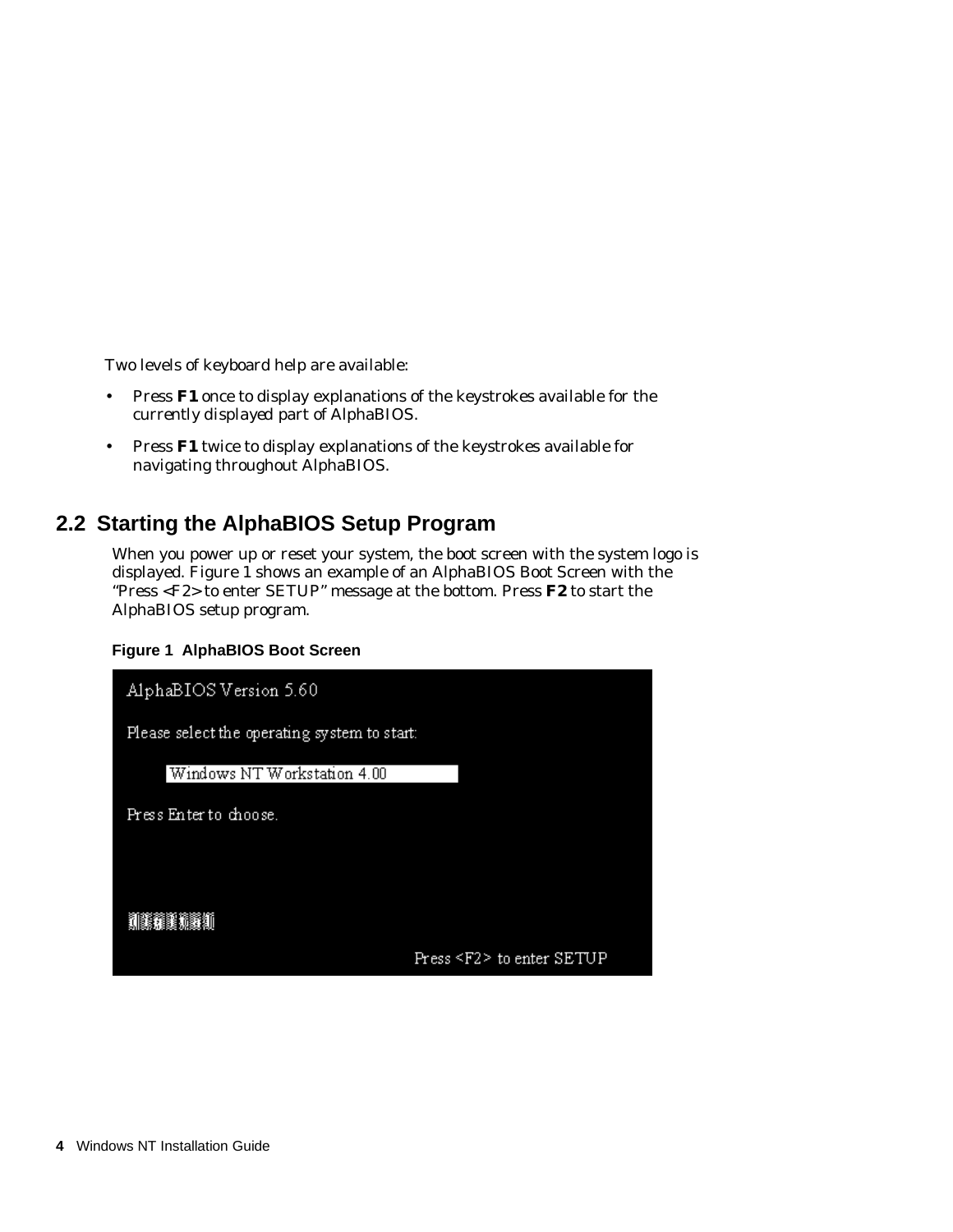Two levels of keyboard help are available:

- Press **F1** once to display explanations of the keystrokes available for the currently displayed part of AlphaBIOS.
- Press **F1** twice to display explanations of the keystrokes available for navigating throughout AlphaBIOS.

## 2.2 Starting the AlphaBIOS Setup Program

When you power up or reset your system, the boot screen with the system logo is displayed. Figure 1 shows an example of an AlphaBIOS Boot Screen with the "Press <F2> to enter SETUP" message at the bottom. Press **F2** to start the AlphaBIOS setup program.

**Figure 1 AlphaBIOS Boot Screen**

```
AlphaBIOS Version 5.60

Please select the operating system to start:

      Windows NT Workstation 4.00

Press Enter to choose.



                                   Press <F2> to enter SETUP
```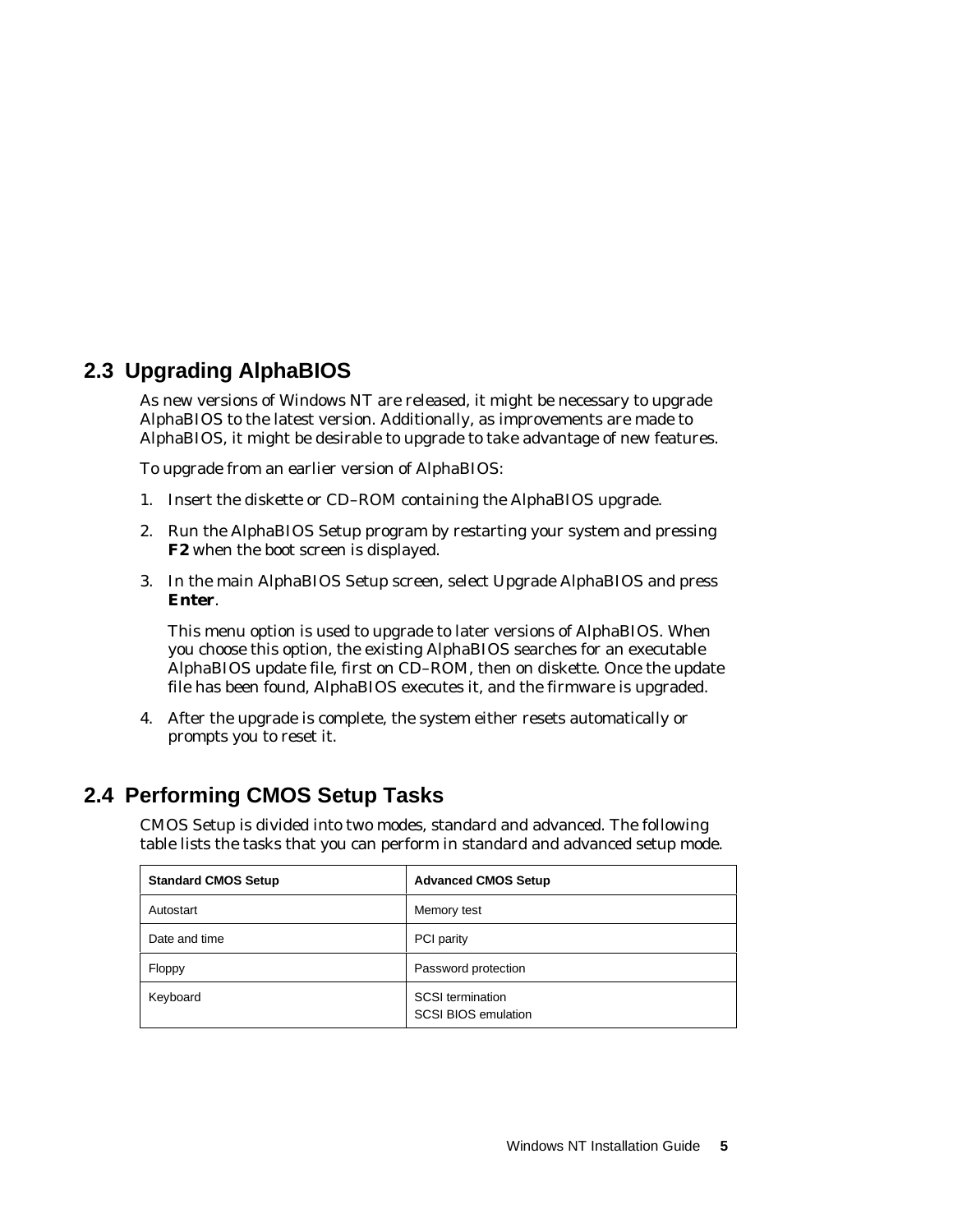## 2.3 Upgrading AlphaBIOS

As new versions of Windows NT are released, it might be necessary to upgrade AlphaBIOS to the latest version. Additionally, as improvements are made to AlphaBIOS, it might be desirable to upgrade to take advantage of new features.

To upgrade from an earlier version of AlphaBIOS:

1. Insert the diskette or CD–ROM containing the AlphaBIOS upgrade.
2. Run the AlphaBIOS Setup program by restarting your system and pressing **F2** when the boot screen is displayed.
3. In the main AlphaBIOS Setup screen, select Upgrade AlphaBIOS and press **Enter**.

   This menu option is used to upgrade to later versions of AlphaBIOS. When you choose this option, the existing AlphaBIOS searches for an executable AlphaBIOS update file, first on CD–ROM, then on diskette. Once the update file has been found, AlphaBIOS executes it, and the firmware is upgraded.
4. After the upgrade is complete, the system either resets automatically or prompts you to reset it.

## 2.4 Performing CMOS Setup Tasks

CMOS Setup is divided into two modes, standard and advanced. The following table lists the tasks that you can perform in standard and advanced setup mode.

| Standard CMOS Setup | Advanced CMOS Setup |
|---|---|
| Autostart | Memory test |
| Date and time | PCI parity |
| Floppy | Password protection |
| Keyboard | SCSI termination<br>SCSI BIOS emulation |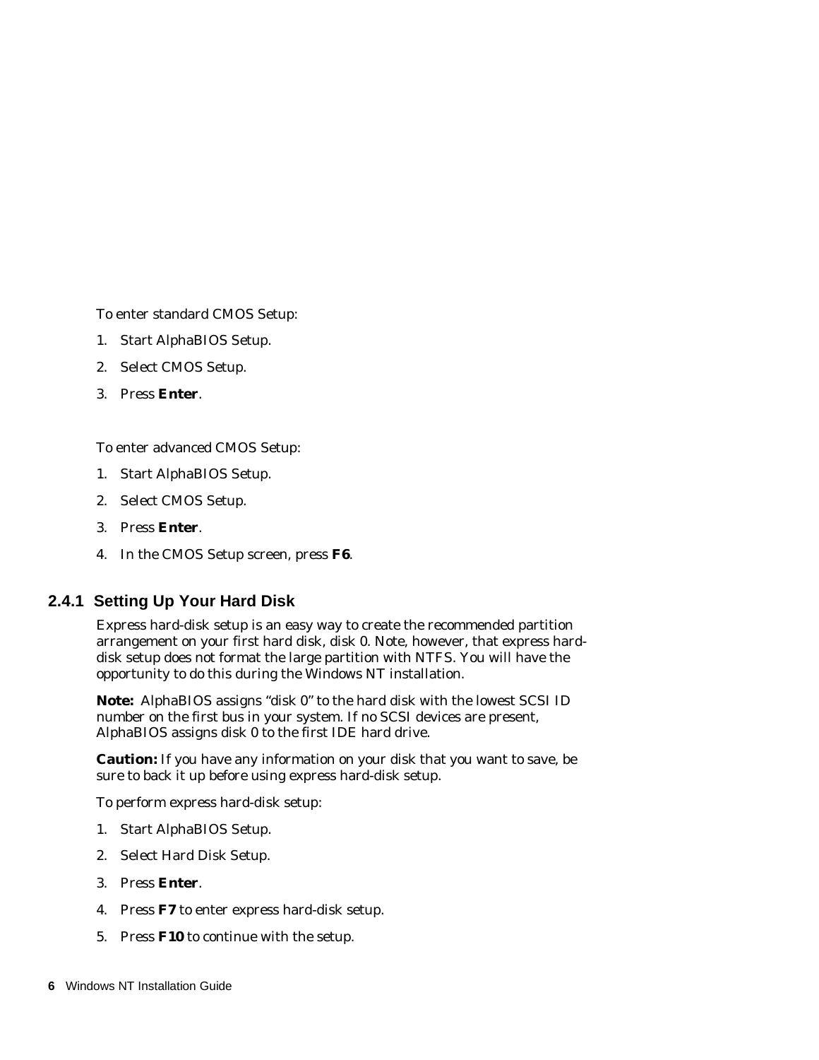To enter standard CMOS Setup:

1. Start AlphaBIOS Setup.
2. Select CMOS Setup.
3. Press **Enter**.

To enter advanced CMOS Setup:

1. Start AlphaBIOS Setup.
2. Select CMOS Setup.
3. Press **Enter**.
4. In the CMOS Setup screen, press **F6**.

### 2.4.1 Setting Up Your Hard Disk

Express hard-disk setup is an easy way to create the recommended partition arrangement on your first hard disk, disk 0. Note, however, that express hard-disk setup does not format the large partition with NTFS. You will have the opportunity to do this during the Windows NT installation.

**Note:** AlphaBIOS assigns "disk 0" to the hard disk with the lowest SCSI ID number on the first bus in your system. If no SCSI devices are present, AlphaBIOS assigns disk 0 to the first IDE hard drive.

**Caution:** If you have any information on your disk that you want to save, be sure to back it up before using express hard-disk setup.

To perform express hard-disk setup:

1. Start AlphaBIOS Setup.
2. Select Hard Disk Setup.
3. Press **Enter**.
4. Press **F7** to enter express hard-disk setup.
5. Press **F10** to continue with the setup.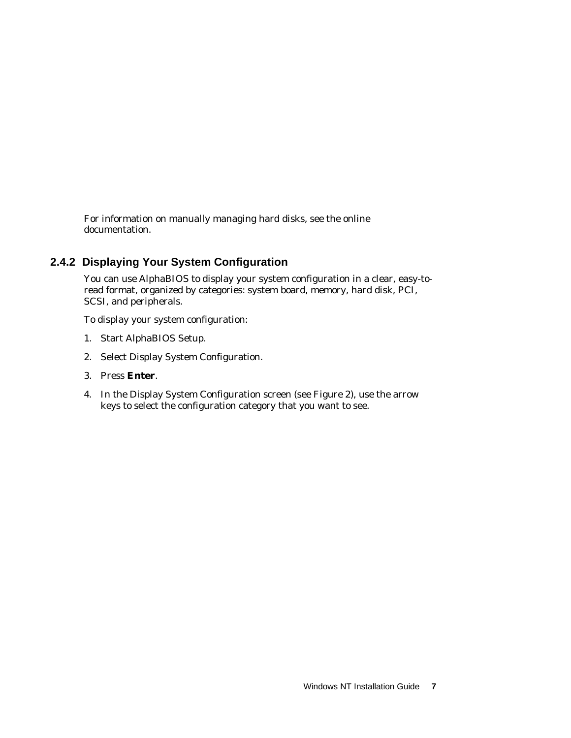For information on manually managing hard disks, see the online documentation.

### 2.4.2 Displaying Your System Configuration

You can use AlphaBIOS to display your system configuration in a clear, easy-to-read format, organized by categories: system board, memory, hard disk, PCI, SCSI, and peripherals.

To display your system configuration:

1. Start AlphaBIOS Setup.
2. Select Display System Configuration.
3. Press **Enter**.
4. In the Display System Configuration screen (see Figure 2), use the arrow keys to select the configuration category that you want to see.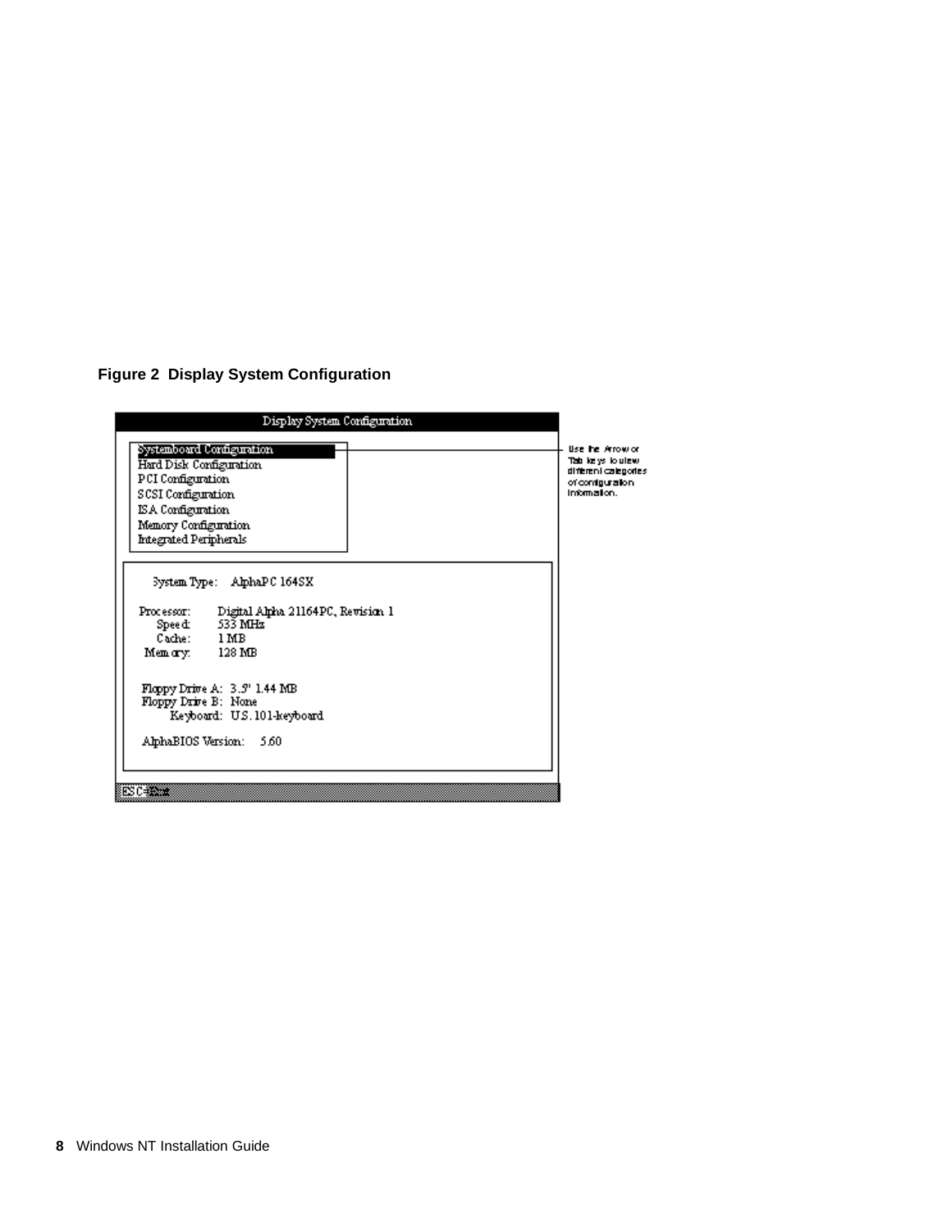**Figure 2 Display System Configuration**

```
                    Display System Configuration

   Systemboard Configuration
   Hard Disk Configuration
   PCI Configuration
   SCSI Configuration
   ISA Configuration
   Memory Configuration
   Integrated Peripherals

     System Type:    AlphaPC 164SX

   Processor:      Digital Alpha 21164PC, Revision 1
      Speed:       533 MHz
      Cache:       1 MB
    Memory:        128 MB

    Floppy Drive A:  3.5" 1.44 MB
    Floppy Drive B:  None
          Keyboard:  U.S. 101-keyboard

    AlphaBIOS Version:    5.60

ESC=Exit
```

Use the Arrow or Tab keys to view different categories of configuration information.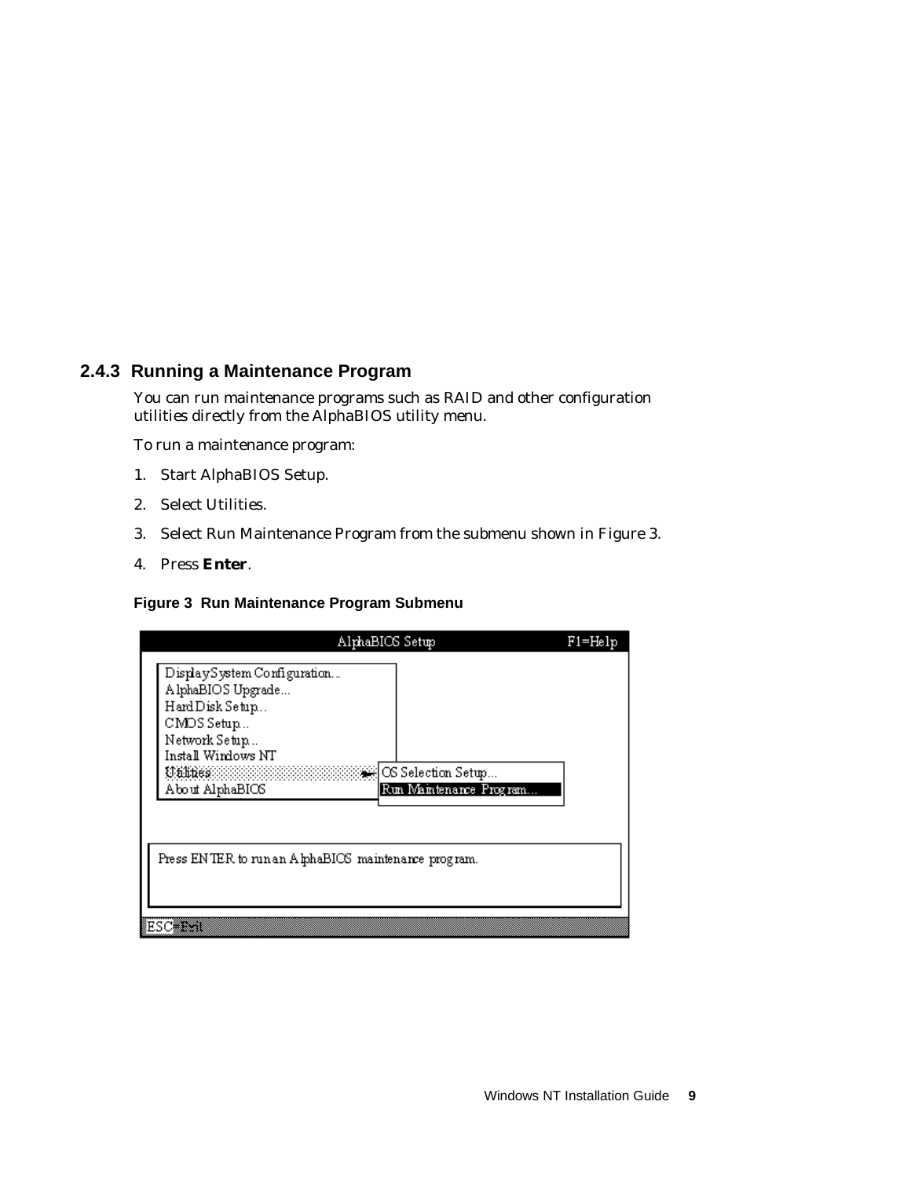### 2.4.3 Running a Maintenance Program

You can run maintenance programs such as RAID and other configuration utilities directly from the AlphaBIOS utility menu.

To run a maintenance program:

1. Start AlphaBIOS Setup.
2. Select Utilities.
3. Select Run Maintenance Program from the submenu shown in Figure 3.
4. Press **Enter**.

**Figure 3 Run Maintenance Program Submenu**

```
AlphaBIOS Setup                                        F1=Help

  Display System Configuration...
  AlphaBIOS Upgrade...
  Hard Disk Setup...
  CMOS Setup...
  Network Setup...
  Install Windows NT
  Utilities                      ► OS Selection Setup...
  About AlphaBIOS                  Run Maintenance Program...

  Press ENTER to run an AlphaBIOS maintenance program.

ESC=Exit
```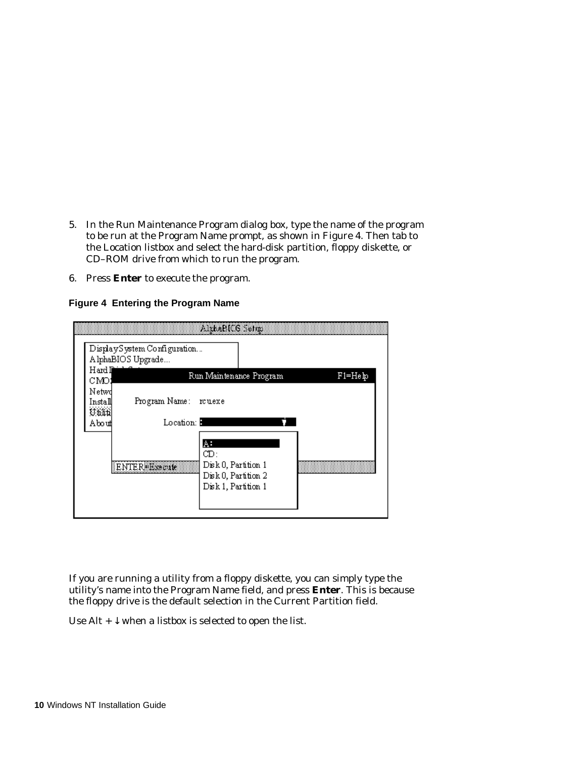5. In the Run Maintenance Program dialog box, type the name of the program to be run at the Program Name prompt, as shown in Figure 4. Then tab to the Location listbox and select the hard-disk partition, floppy diskette, or CD–ROM drive from which to run the program.

6. Press **Enter** to execute the program.

**Figure 4 Entering the Program Name**

```
AlphaBIOS Setup

Display System Configuration...
AlphaBIOS Upgrade...
Hard D
CMOS
Netwo
Install
Utiliti
About

Run Maintenance Program                    F1=Help

     Program Name:   rcu.exe

         Location:  A:
                    A:
                    CD:
                    Disk 0, Partition 1
                    Disk 0, Partition 2
                    Disk 1, Partition 1

ENTER=Execute
```

If you are running a utility from a floppy diskette, you can simply type the utility's name into the Program Name field, and press **Enter**. This is because the floppy drive is the default selection in the Current Partition field.

Use Alt + ↓ when a listbox is selected to open the list.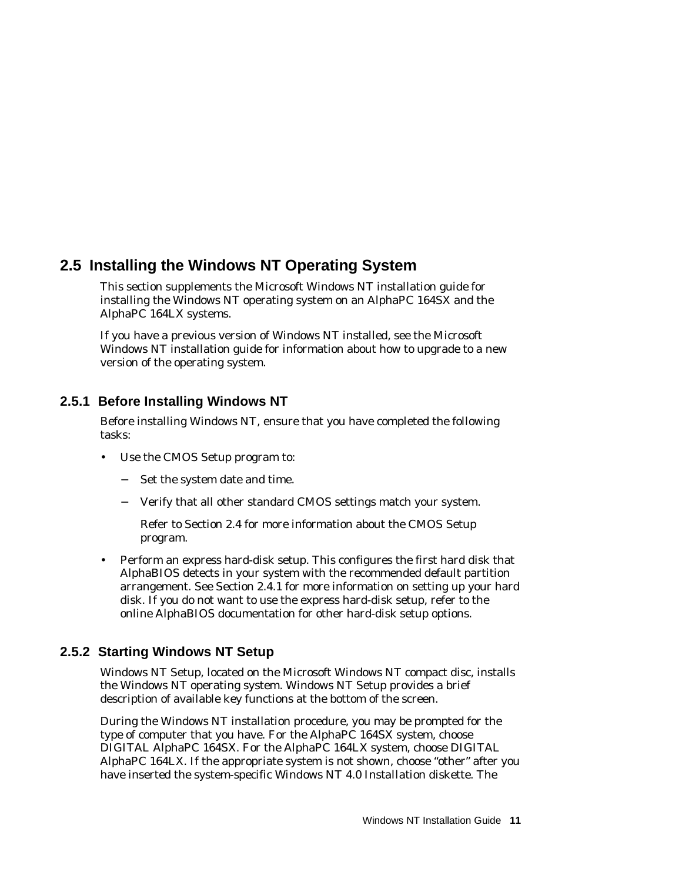## 2.5 Installing the Windows NT Operating System

This section supplements the Microsoft Windows NT installation guide for installing the Windows NT operating system on an AlphaPC 164SX and the AlphaPC 164LX systems.

If you have a previous version of Windows NT installed, see the Microsoft Windows NT installation guide for information about how to upgrade to a new version of the operating system.

### 2.5.1 Before Installing Windows NT

Before installing Windows NT, ensure that you have completed the following tasks:

- Use the CMOS Setup program to:
  - Set the system date and time.
  - Verify that all other standard CMOS settings match your system.

    Refer to Section 2.4 for more information about the CMOS Setup program.
- Perform an express hard-disk setup. This configures the first hard disk that AlphaBIOS detects in your system with the recommended default partition arrangement. See Section 2.4.1 for more information on setting up your hard disk. If you do not want to use the express hard-disk setup, refer to the online AlphaBIOS documentation for other hard-disk setup options.

### 2.5.2 Starting Windows NT Setup

Windows NT Setup, located on the Microsoft Windows NT compact disc, installs the Windows NT operating system. Windows NT Setup provides a brief description of available key functions at the bottom of the screen.

During the Windows NT installation procedure, you may be prompted for the type of computer that you have. For the AlphaPC 164SX system, choose DIGITAL AlphaPC 164SX. For the AlphaPC 164LX system, choose DIGITAL AlphaPC 164LX. If the appropriate system is not shown, choose "other" after you have inserted the system-specific Windows NT 4.0 Installation diskette. The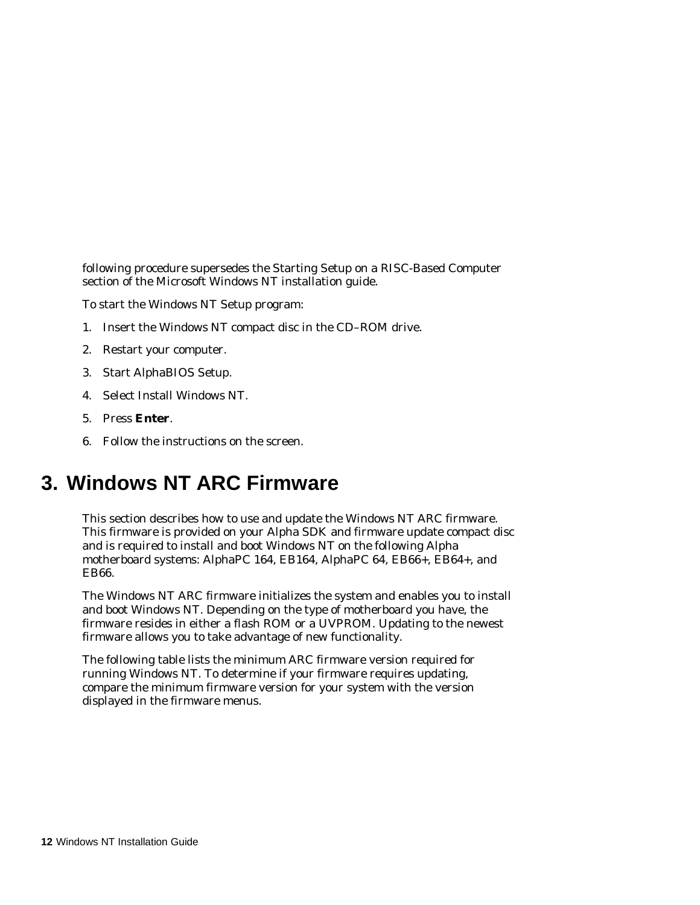following procedure supersedes the Starting Setup on a RISC-Based Computer section of the Microsoft Windows NT installation guide.

To start the Windows NT Setup program:

1. Insert the Windows NT compact disc in the CD–ROM drive.
2. Restart your computer.
3. Start AlphaBIOS Setup.
4. Select Install Windows NT.
5. Press **Enter**.
6. Follow the instructions on the screen.

# 3. Windows NT ARC Firmware

This section describes how to use and update the Windows NT ARC firmware. This firmware is provided on your Alpha SDK and firmware update compact disc and is required to install and boot Windows NT on the following Alpha motherboard systems: AlphaPC 164, EB164, AlphaPC 64, EB66+, EB64+, and EB66.

The Windows NT ARC firmware initializes the system and enables you to install and boot Windows NT. Depending on the type of motherboard you have, the firmware resides in either a flash ROM or a UVPROM. Updating to the newest firmware allows you to take advantage of new functionality.

The following table lists the minimum ARC firmware version required for running Windows NT. To determine if your firmware requires updating, compare the minimum firmware version for your system with the version displayed in the firmware menus.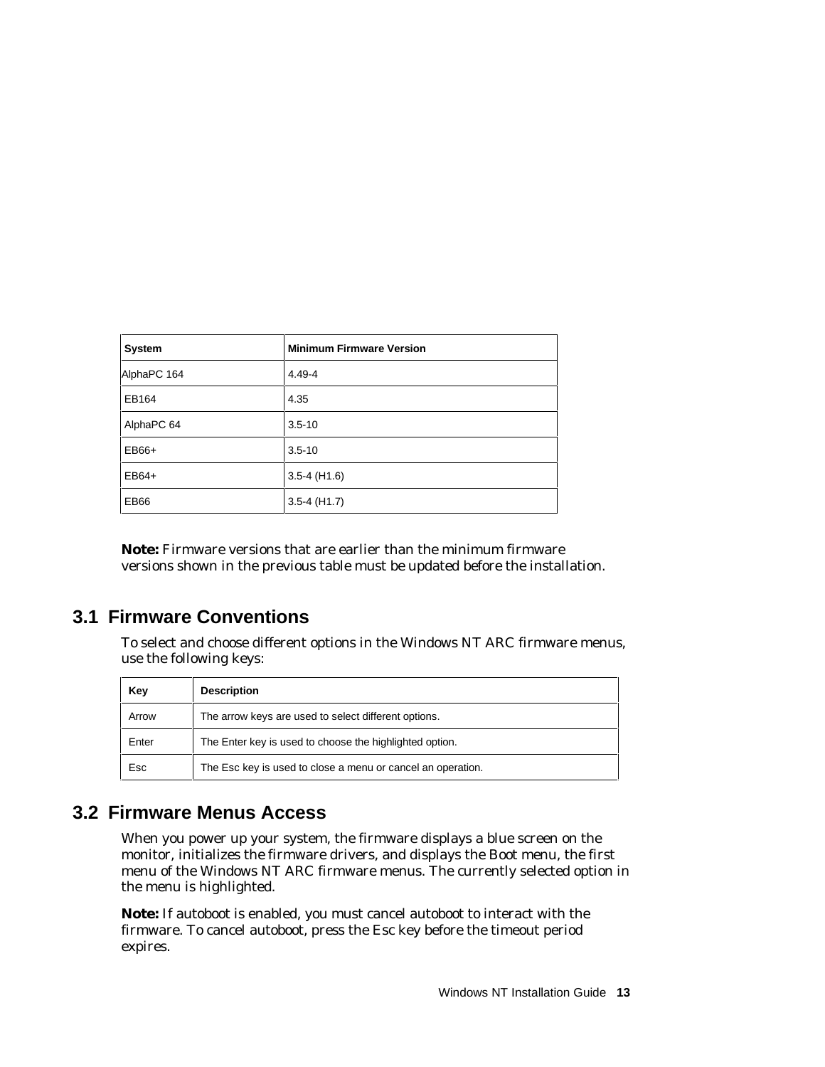| System | Minimum Firmware Version |
| --- | --- |
| AlphaPC 164 | 4.49-4 |
| EB164 | 4.35 |
| AlphaPC 64 | 3.5-10 |
| EB66+ | 3.5-10 |
| EB64+ | 3.5-4 (H1.6) |
| EB66 | 3.5-4 (H1.7) |

**Note:** Firmware versions that are earlier than the minimum firmware versions shown in the previous table must be updated before the installation.

## 3.1 Firmware Conventions

To select and choose different options in the Windows NT ARC firmware menus, use the following keys:

| Key | Description |
| --- | --- |
| Arrow | The arrow keys are used to select different options. |
| Enter | The Enter key is used to choose the highlighted option. |
| Esc | The Esc key is used to close a menu or cancel an operation. |

## 3.2 Firmware Menus Access

When you power up your system, the firmware displays a blue screen on the monitor, initializes the firmware drivers, and displays the Boot menu, the first menu of the Windows NT ARC firmware menus. The currently selected option in the menu is highlighted.

**Note:** If autoboot is enabled, you must cancel autoboot to interact with the firmware. To cancel autoboot, press the Esc key before the timeout period expires.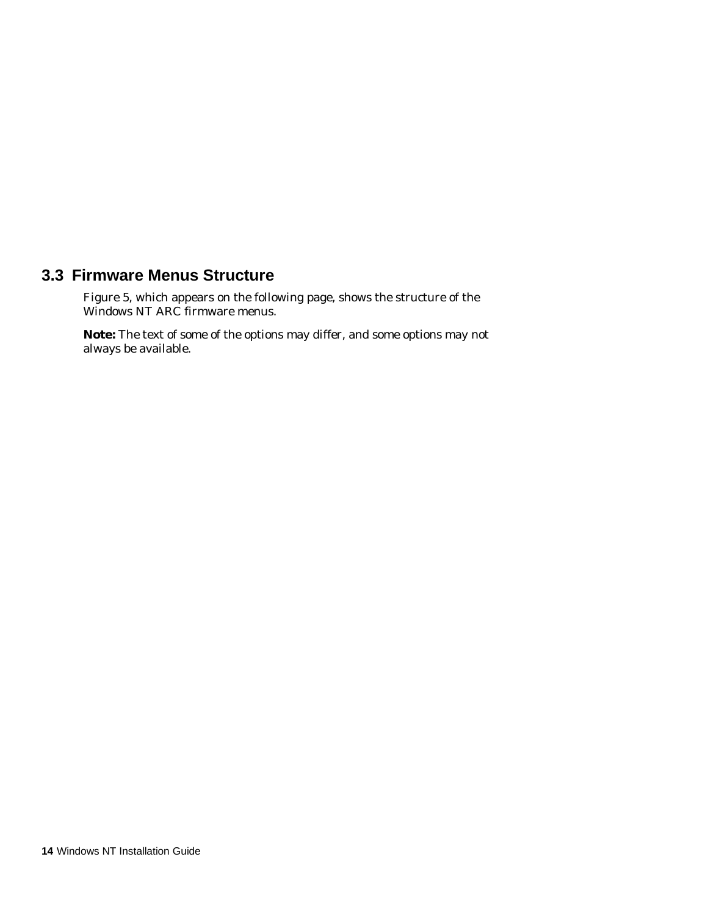## 3.3 Firmware Menus Structure

Figure 5, which appears on the following page, shows the structure of the Windows NT ARC firmware menus.

**Note:** The text of some of the options may differ, and some options may not always be available.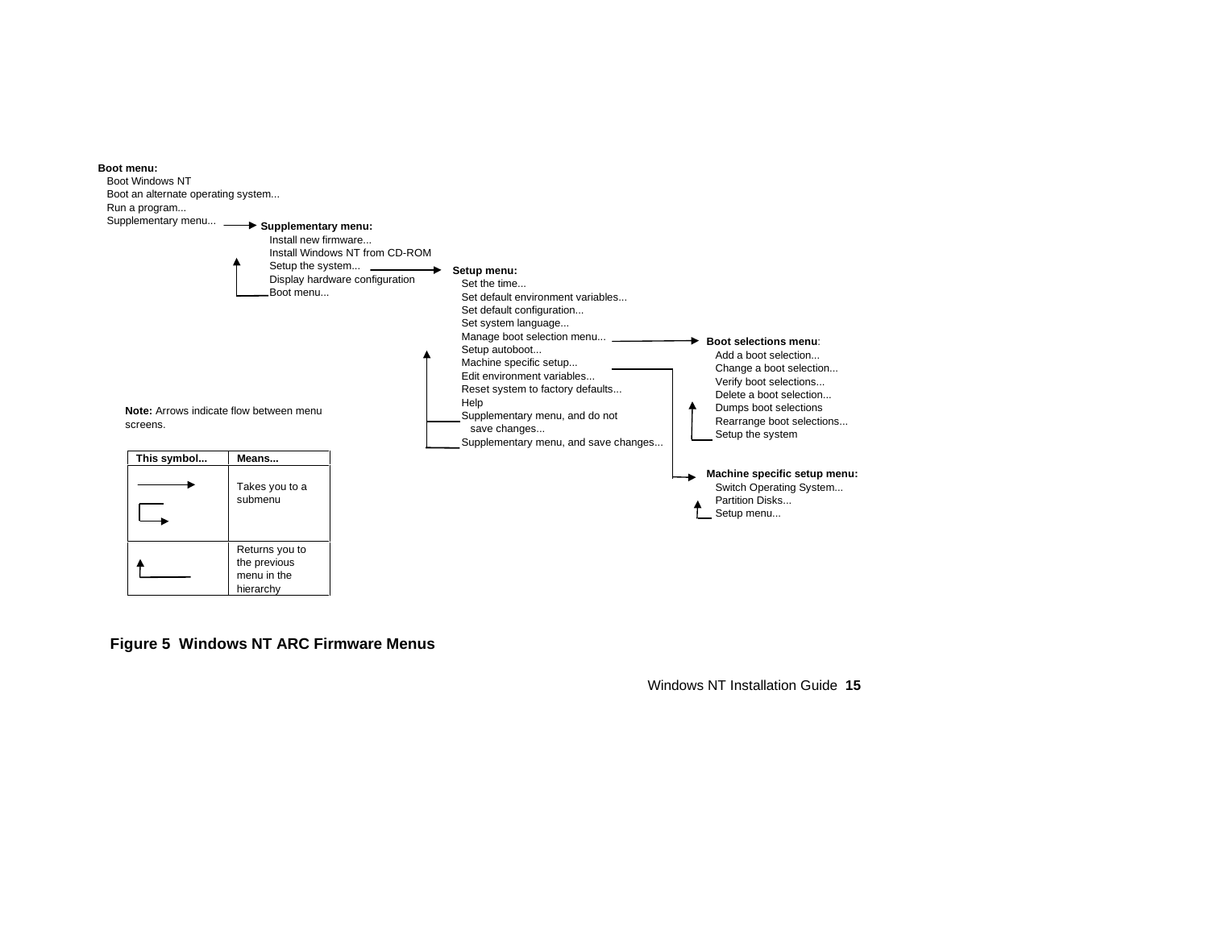**Boot menu:**

- Boot Windows NT
- Boot an alternate operating system...
- Run a program...
- Supplementary menu... → **Supplementary menu:**
  - Install new firmware...
  - Install Windows NT from CD-ROM
  - Setup the system... → **Setup menu:**
    - Set the time...
    - Set default environment variables...
    - Set default configuration...
    - Set system language...
    - Manage boot selection menu... → **Boot selections menu**:
      - Add a boot selection...
      - Change a boot selection...
      - Verify boot selections...
      - Delete a boot selection...
      - Dumps boot selections
      - Rearrange boot selections...
      - Setup the system
    - Setup autoboot...
    - Machine specific setup... → **Machine specific setup menu:**
      - Switch Operating System...
      - Partition Disks...
      - Setup menu...
    - Edit environment variables...
    - Reset system to factory defaults...
    - Help
    - Supplementary menu, and do not save changes...
    - Supplementary menu, and save changes...
  - Display hardware configuration
  - Boot menu...

**Note:** Arrows indicate flow between menu screens.

| This symbol... | Means... |
|---|---|
| → (arrow) | Takes you to a submenu |
| ↑ (return arrow) | Returns you to the previous menu in the hierarchy |

**Figure 5 Windows NT ARC Firmware Menus**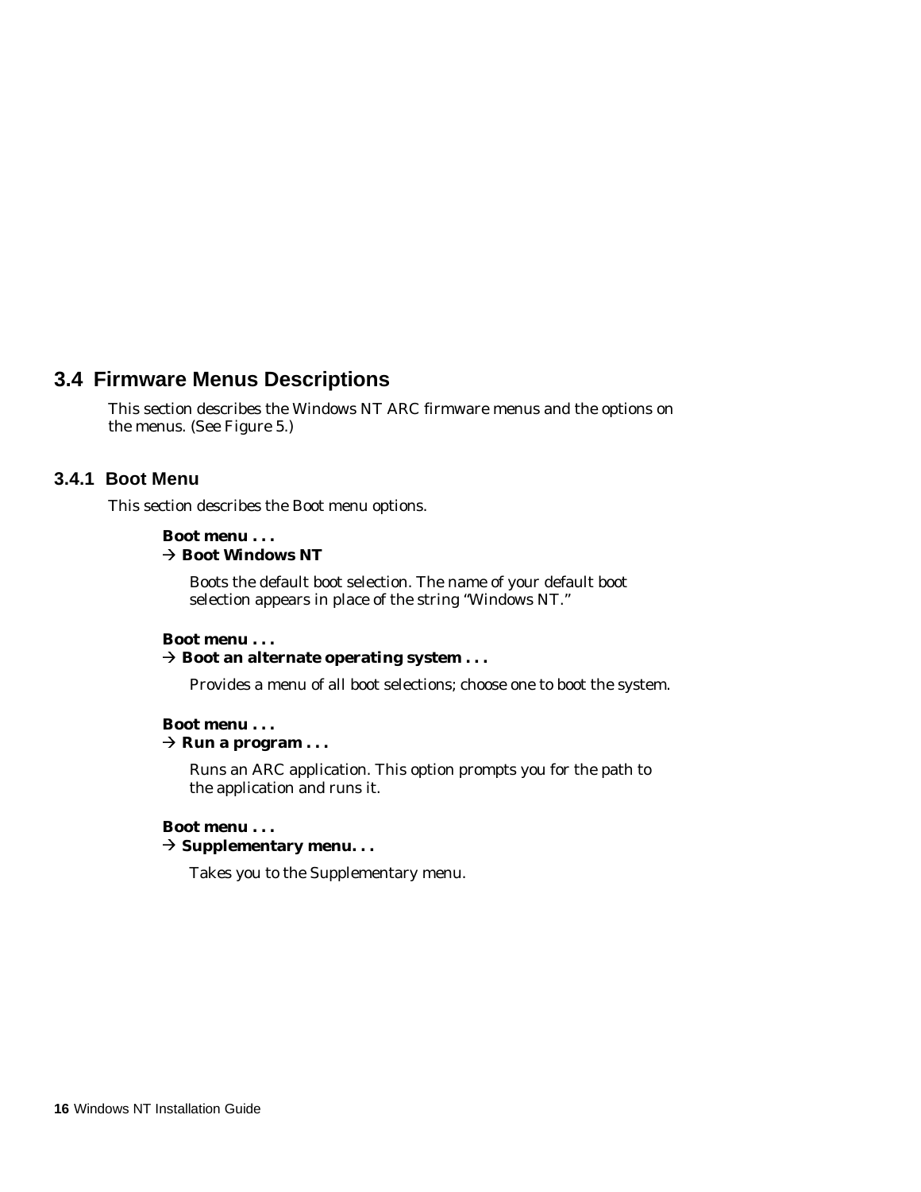## 3.4 Firmware Menus Descriptions

This section describes the Windows NT ARC firmware menus and the options on the menus. (See Figure 5.)

### 3.4.1 Boot Menu

This section describes the Boot menu options.

**Boot menu . . .**
**→ Boot Windows NT**

Boots the default boot selection. The name of your default boot selection appears in place of the string "Windows NT."

**Boot menu . . .**
**→ Boot an alternate operating system . . .**

Provides a menu of all boot selections; choose one to boot the system.

**Boot menu . . .**
**→ Run a program . . .**

Runs an ARC application. This option prompts you for the path to the application and runs it.

**Boot menu . . .**
**→ Supplementary menu. . .**

Takes you to the Supplementary menu.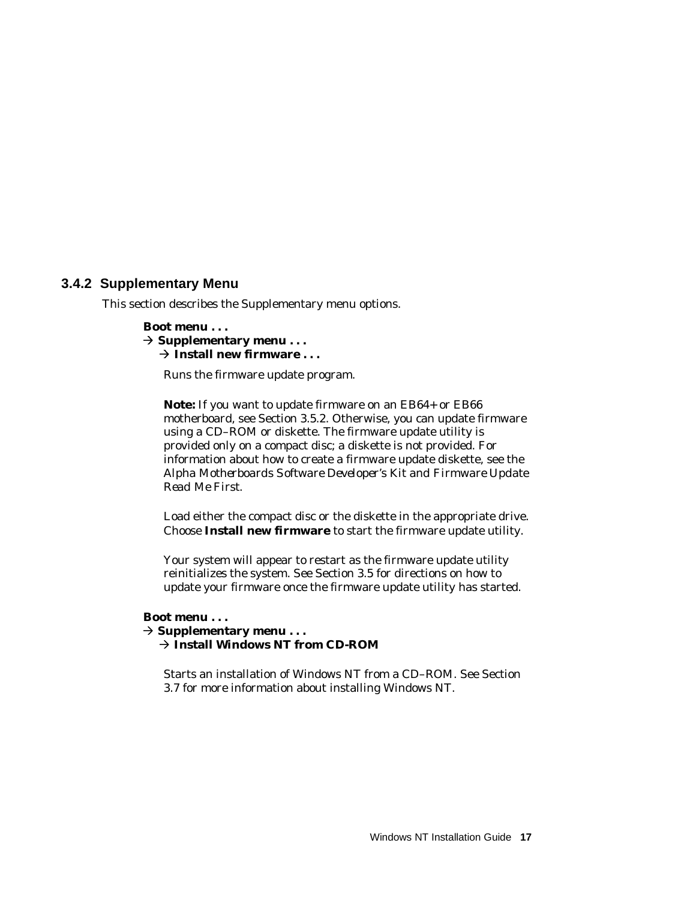### 3.4.2 Supplementary Menu

This section describes the Supplementary menu options.

**Boot menu . . .**
**→ Supplementary menu . . .**
**→ Install new firmware . . .**

Runs the firmware update program.

**Note:** If you want to update firmware on an EB64+ or EB66 motherboard, see Section 3.5.2. Otherwise, you can update firmware using a CD–ROM or diskette. The firmware update utility is provided only on a compact disc; a diskette is not provided. For information about how to create a firmware update diskette, see the *Alpha Motherboards Software Developer's Kit and Firmware Update Read Me First*.

Load either the compact disc or the diskette in the appropriate drive. Choose **Install new firmware** to start the firmware update utility.

Your system will appear to restart as the firmware update utility reinitializes the system. See Section 3.5 for directions on how to update your firmware once the firmware update utility has started.

**Boot menu . . .**
**→ Supplementary menu . . .**
**→ Install Windows NT from CD-ROM**

Starts an installation of Windows NT from a CD–ROM. See Section 3.7 for more information about installing Windows NT.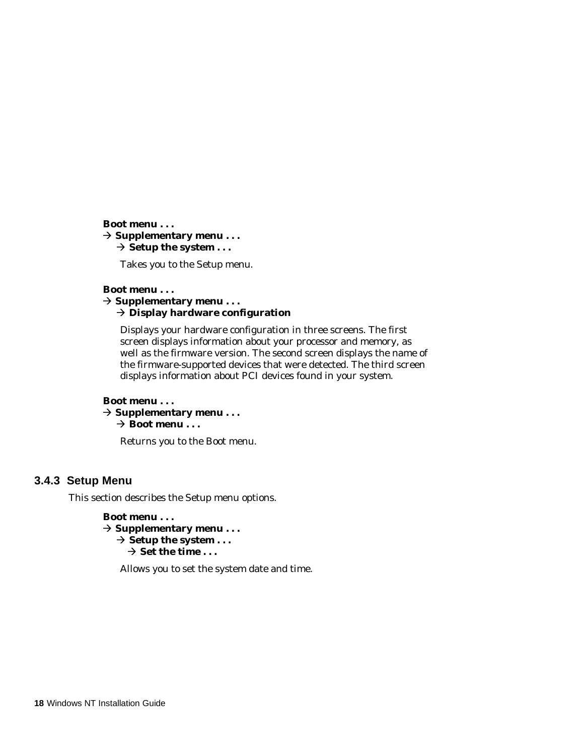**Boot menu . . .**
→ **Supplementary menu . . .**
→ **Setup the system . . .**

Takes you to the Setup menu.

**Boot menu . . .**
→ **Supplementary menu . . .**
→ **Display hardware configuration**

Displays your hardware configuration in three screens. The first screen displays information about your processor and memory, as well as the firmware version. The second screen displays the name of the firmware-supported devices that were detected. The third screen displays information about PCI devices found in your system.

**Boot menu . . .**
→ **Supplementary menu . . .**
→ **Boot menu . . .**

Returns you to the Boot menu.

### 3.4.3 Setup Menu

This section describes the Setup menu options.

**Boot menu . . .**
→ **Supplementary menu . . .**
→ **Setup the system . . .**
→ **Set the time . . .**

Allows you to set the system date and time.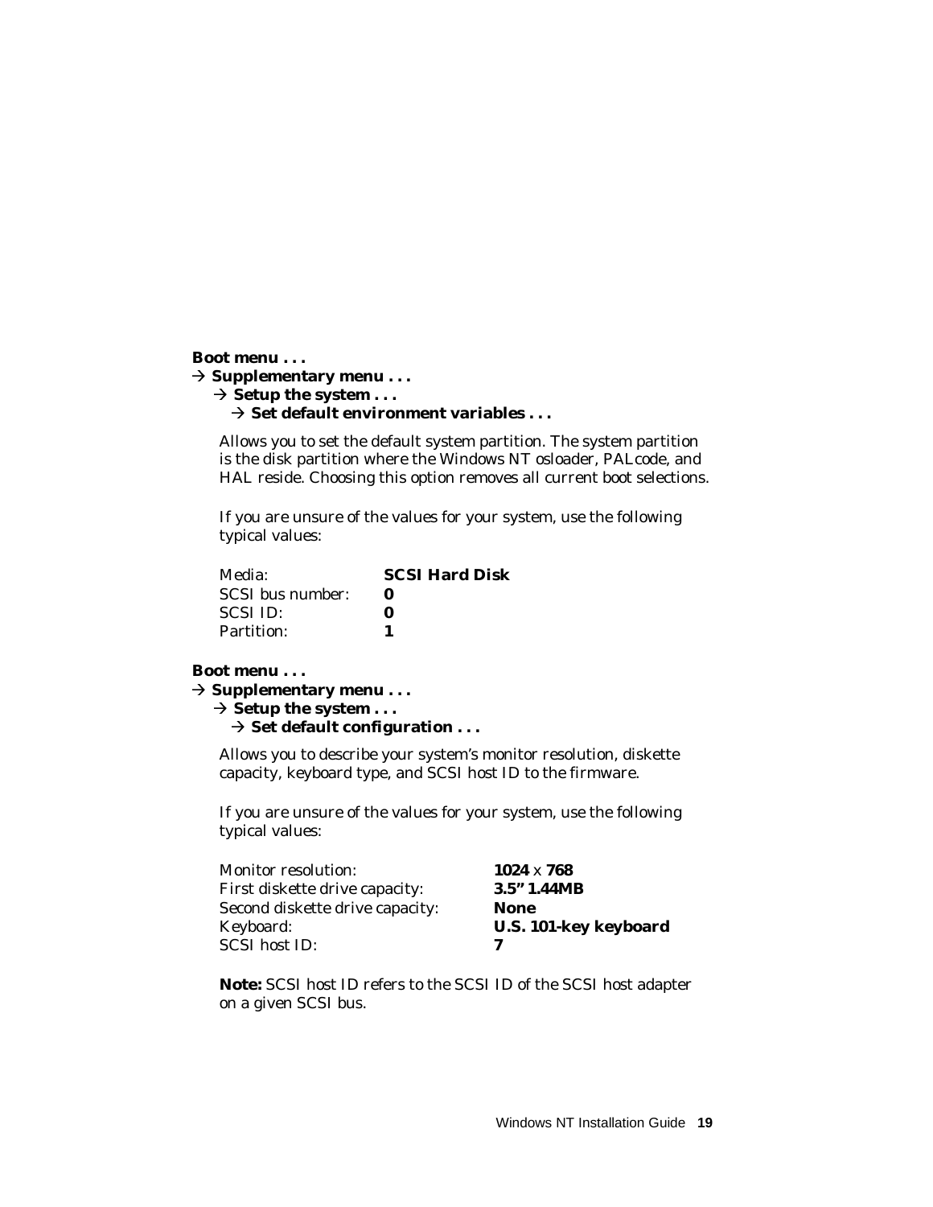**Boot menu . . .**
→ **Supplementary menu . . .**
→ **Setup the system . . .**
→ **Set default environment variables . . .**

Allows you to set the default system partition. The system partition is the disk partition where the Windows NT osloader, PALcode, and HAL reside. Choosing this option removes all current boot selections.

If you are unsure of the values for your system, use the following typical values:

| | |
|---|---|
| Media: | **SCSI Hard Disk** |
| SCSI bus number: | **0** |
| SCSI ID: | **0** |
| Partition: | **1** |

**Boot menu . . .**
→ **Supplementary menu . . .**
→ **Setup the system . . .**
→ **Set default configuration . . .**

Allows you to describe your system's monitor resolution, diskette capacity, keyboard type, and SCSI host ID to the firmware.

If you are unsure of the values for your system, use the following typical values:

| | |
|---|---|
| Monitor resolution: | **1024** x **768** |
| First diskette drive capacity: | **3.5" 1.44MB** |
| Second diskette drive capacity: | **None** |
| Keyboard: | **U.S. 101-key keyboard** |
| SCSI host ID: | **7** |

**Note:** SCSI host ID refers to the SCSI ID of the SCSI host adapter on a given SCSI bus.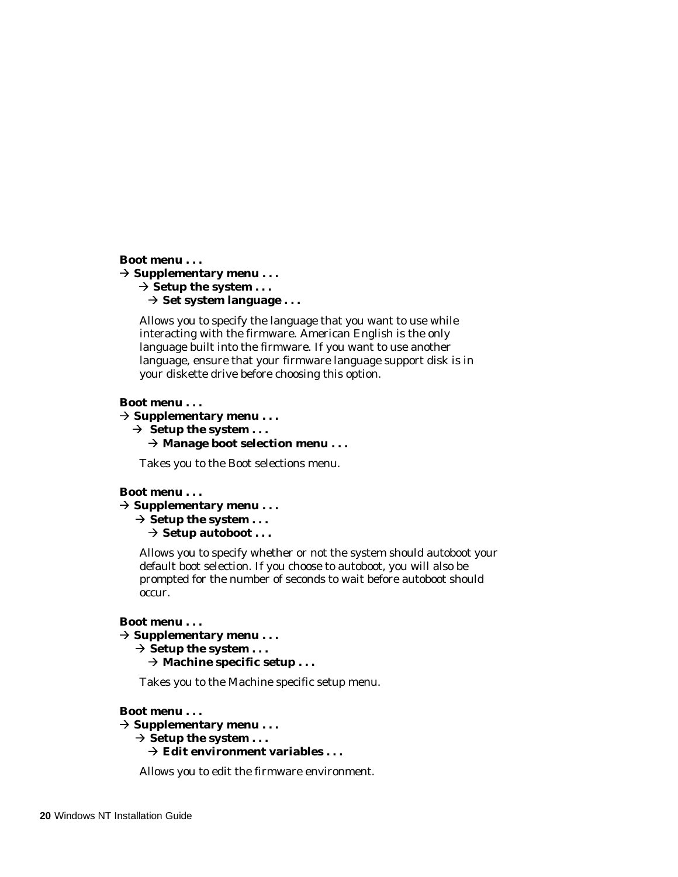**Boot menu . . .**
→ **Supplementary menu . . .**
→ **Setup the system . . .**
→ **Set system language . . .**

Allows you to specify the language that you want to use while interacting with the firmware. American English is the only language built into the firmware. If you want to use another language, ensure that your firmware language support disk is in your diskette drive before choosing this option.

**Boot menu . . .**
→ **Supplementary menu . . .**
→ **Setup the system . . .**
→ **Manage boot selection menu . . .**

Takes you to the Boot selections menu.

**Boot menu . . .**
→ **Supplementary menu . . .**
→ **Setup the system . . .**
→ **Setup autoboot . . .**

Allows you to specify whether or not the system should autoboot your default boot selection. If you choose to autoboot, you will also be prompted for the number of seconds to wait before autoboot should occur.

**Boot menu . . .**
→ **Supplementary menu . . .**
→ **Setup the system . . .**
→ **Machine specific setup . . .**

Takes you to the Machine specific setup menu.

**Boot menu . . .**
→ **Supplementary menu . . .**
→ **Setup the system . . .**
→ **Edit environment variables . . .**

Allows you to edit the firmware environment.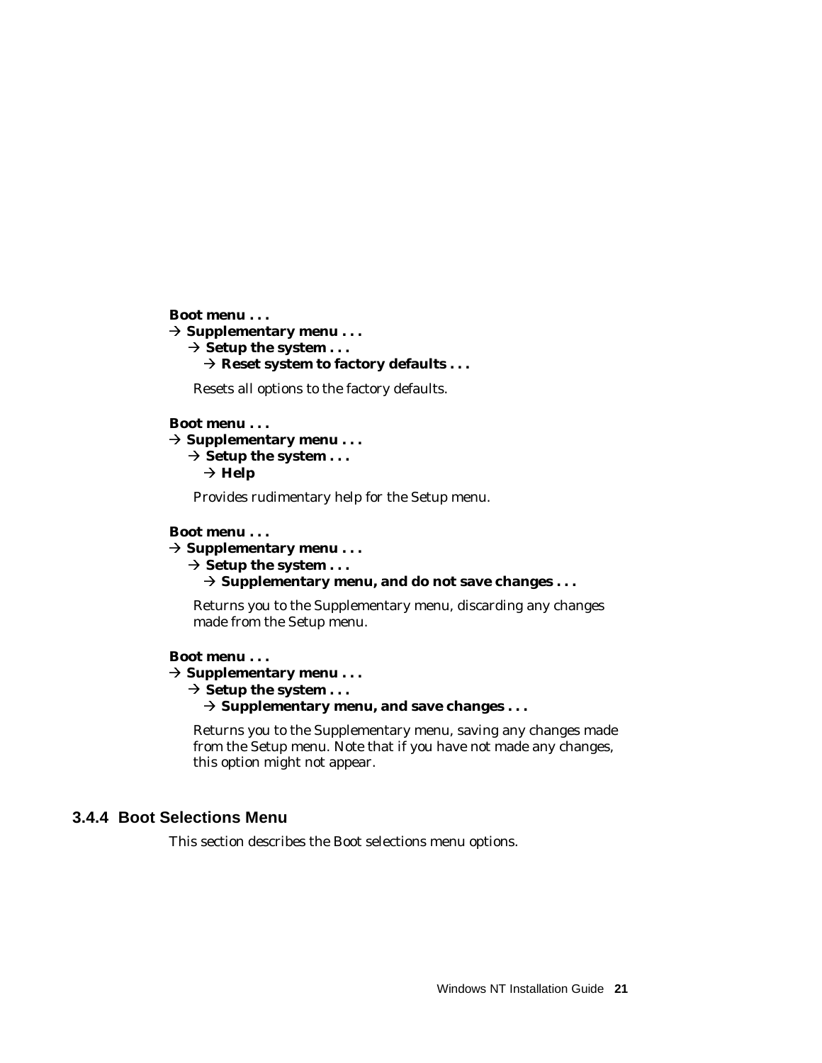**Boot menu . . .**
→ **Supplementary menu . . .**
  → **Setup the system . . .**
    → **Reset system to factory defaults . . .**

Resets all options to the factory defaults.

**Boot menu . . .**
→ **Supplementary menu . . .**
  → **Setup the system . . .**
    → **Help**

Provides rudimentary help for the Setup menu.

**Boot menu . . .**
→ **Supplementary menu . . .**
  → **Setup the system . . .**
    → **Supplementary menu, and do not save changes . . .**

Returns you to the Supplementary menu, discarding any changes made from the Setup menu.

**Boot menu . . .**
→ **Supplementary menu . . .**
  → **Setup the system . . .**
    → **Supplementary menu, and save changes . . .**

Returns you to the Supplementary menu, saving any changes made from the Setup menu. Note that if you have not made any changes, this option might not appear.

### 3.4.4 Boot Selections Menu

This section describes the Boot selections menu options.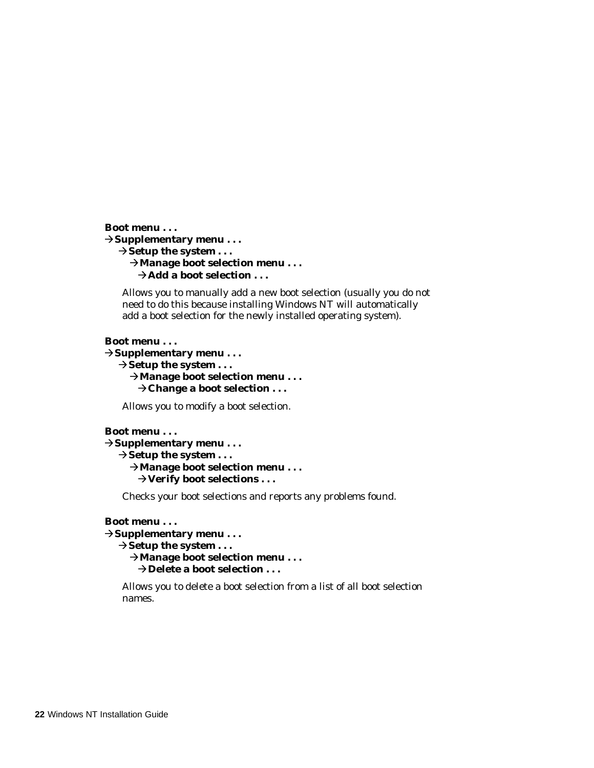**Boot menu . . .**
**→Supplementary menu . . .**
**→Setup the system . . .**
**→Manage boot selection menu . . .**
**→Add a boot selection . . .**

Allows you to manually add a new boot selection (usually you do not need to do this because installing Windows NT will automatically add a boot selection for the newly installed operating system).

**Boot menu . . .**
**→Supplementary menu . . .**
**→Setup the system . . .**
**→Manage boot selection menu . . .**
**→Change a boot selection . . .**

Allows you to modify a boot selection.

**Boot menu . . .**
**→Supplementary menu . . .**
**→Setup the system . . .**
**→Manage boot selection menu . . .**
**→Verify boot selections . . .**

Checks your boot selections and reports any problems found.

**Boot menu . . .**
**→Supplementary menu . . .**
**→Setup the system . . .**
**→Manage boot selection menu . . .**
**→Delete a boot selection . . .**

Allows you to delete a boot selection from a list of all boot selection names.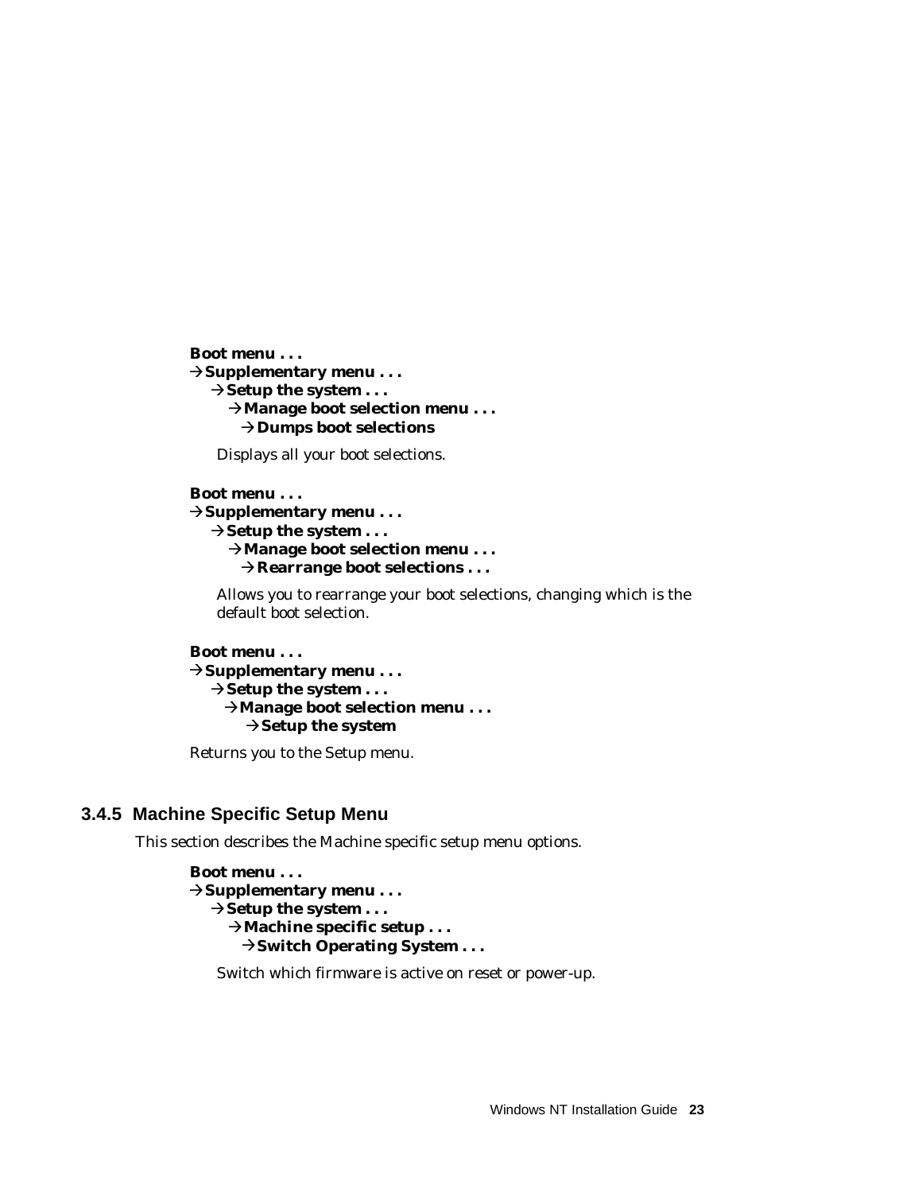**Boot menu . . .**
**→Supplementary menu . . .**
**→Setup the system . . .**
**→Manage boot selection menu . . .**
**→Dumps boot selections**

Displays all your boot selections.

**Boot menu . . .**
**→Supplementary menu . . .**
**→Setup the system . . .**
**→Manage boot selection menu . . .**
**→Rearrange boot selections . . .**

Allows you to rearrange your boot selections, changing which is the default boot selection.

**Boot menu . . .**
**→Supplementary menu . . .**
**→Setup the system . . .**
**→Manage boot selection menu . . .**
**→Setup the system**

Returns you to the Setup menu.

### 3.4.5 Machine Specific Setup Menu

This section describes the Machine specific setup menu options.

**Boot menu . . .**
**→Supplementary menu . . .**
**→Setup the system . . .**
**→Machine specific setup . . .**
**→Switch Operating System . . .**

Switch which firmware is active on reset or power-up.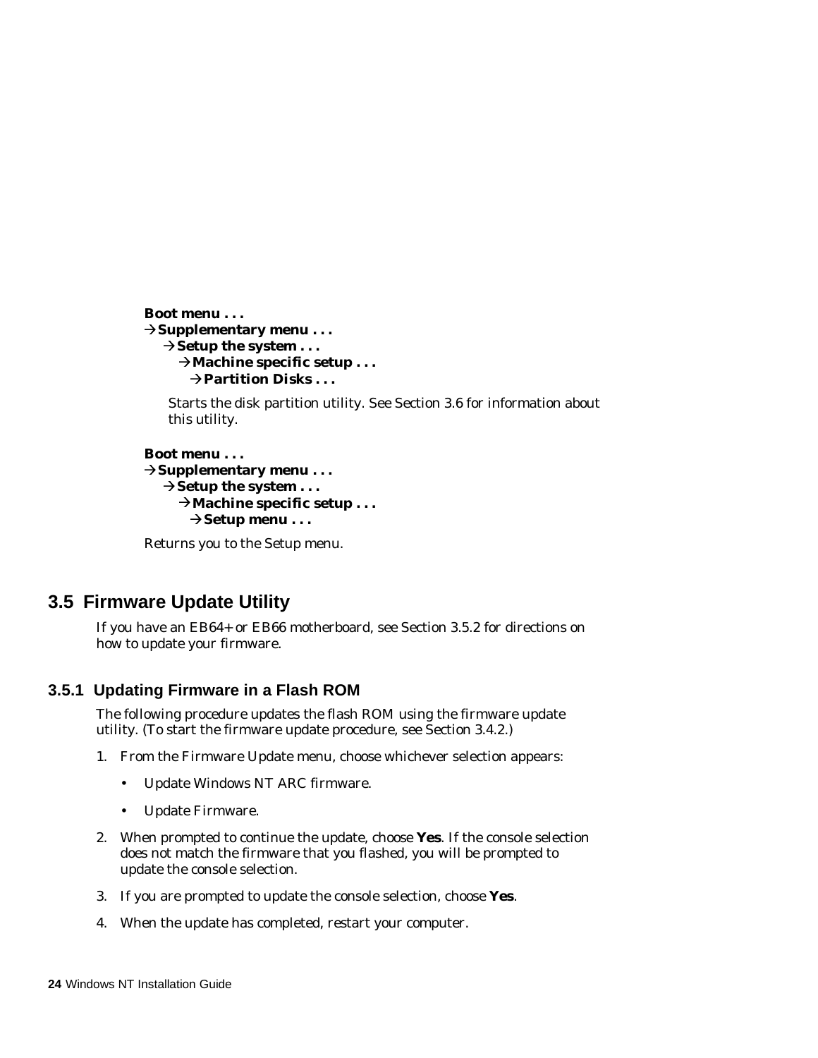**Boot menu . . .**
→**Supplementary menu . . .**
  →**Setup the system . . .**
    →**Machine specific setup . . .**
      →**Partition Disks . . .**

Starts the disk partition utility. See Section 3.6 for information about this utility.

**Boot menu . . .**
→**Supplementary menu . . .**
  →**Setup the system . . .**
    →**Machine specific setup . . .**
      →**Setup menu . . .**

Returns you to the Setup menu.

## 3.5 Firmware Update Utility

If you have an EB64+ or EB66 motherboard, see Section 3.5.2 for directions on how to update your firmware.

### 3.5.1 Updating Firmware in a Flash ROM

The following procedure updates the flash ROM using the firmware update utility. (To start the firmware update procedure, see Section 3.4.2.)

1. From the Firmware Update menu, choose whichever selection appears:
   - Update Windows NT ARC firmware.
   - Update Firmware.
2. When prompted to continue the update, choose **Yes**. If the console selection does not match the firmware that you flashed, you will be prompted to update the console selection.
3. If you are prompted to update the console selection, choose **Yes**.
4. When the update has completed, restart your computer.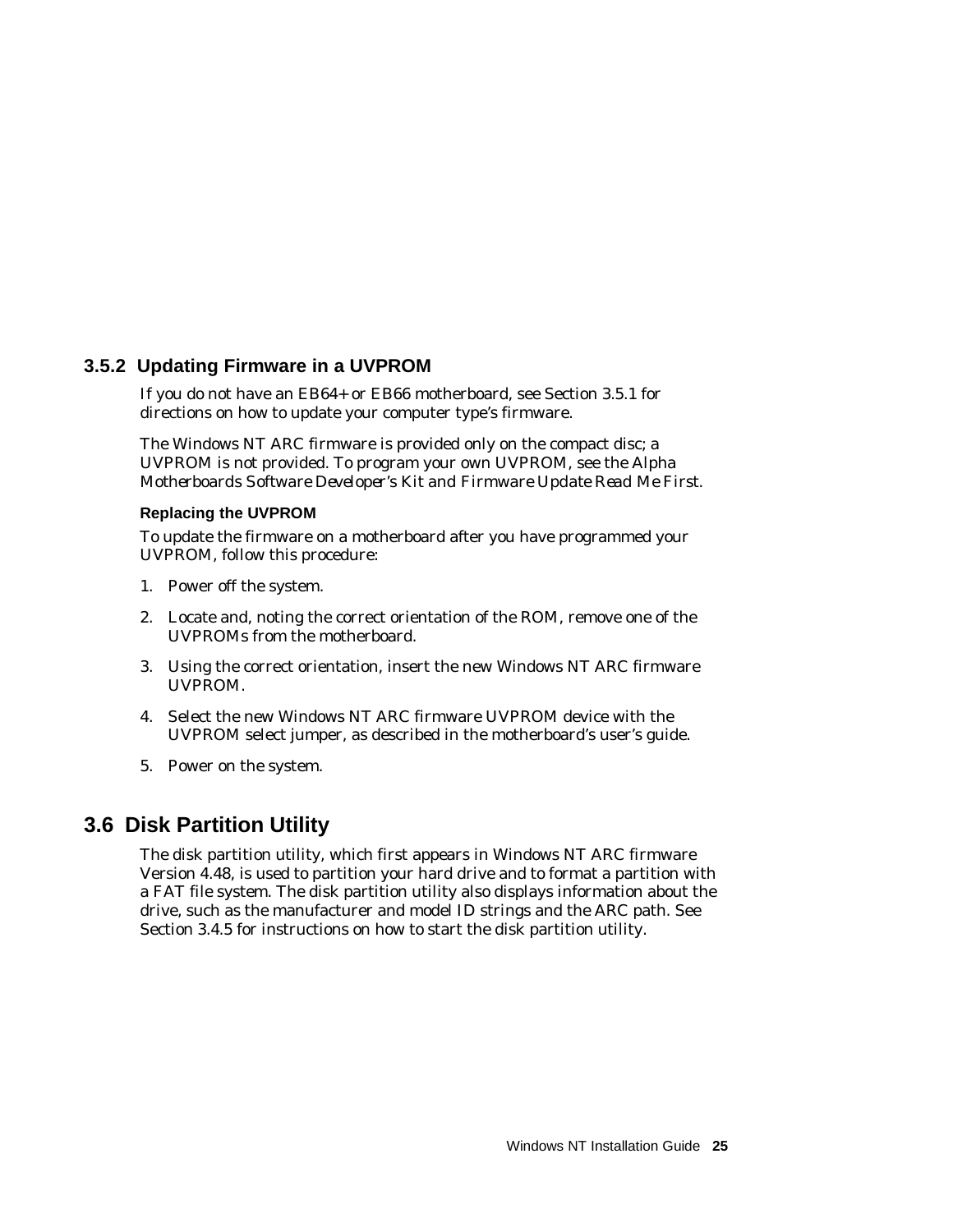### 3.5.2 Updating Firmware in a UVPROM

If you do not have an EB64+ or EB66 motherboard, see Section 3.5.1 for directions on how to update your computer type's firmware.

The Windows NT ARC firmware is provided only on the compact disc; a UVPROM is not provided. To program your own UVPROM, see the *Alpha Motherboards Software Developer's Kit and Firmware Update Read Me First*.

#### Replacing the UVPROM

To update the firmware on a motherboard after you have programmed your UVPROM, follow this procedure:

1. Power off the system.
2. Locate and, noting the correct orientation of the ROM, remove one of the UVPROMs from the motherboard.
3. Using the correct orientation, insert the new Windows NT ARC firmware UVPROM.
4. Select the new Windows NT ARC firmware UVPROM device with the UVPROM select jumper, as described in the motherboard's user's guide.
5. Power on the system.

## 3.6 Disk Partition Utility

The disk partition utility, which first appears in Windows NT ARC firmware Version 4.48, is used to partition your hard drive and to format a partition with a FAT file system. The disk partition utility also displays information about the drive, such as the manufacturer and model ID strings and the ARC path. See Section 3.4.5 for instructions on how to start the disk partition utility.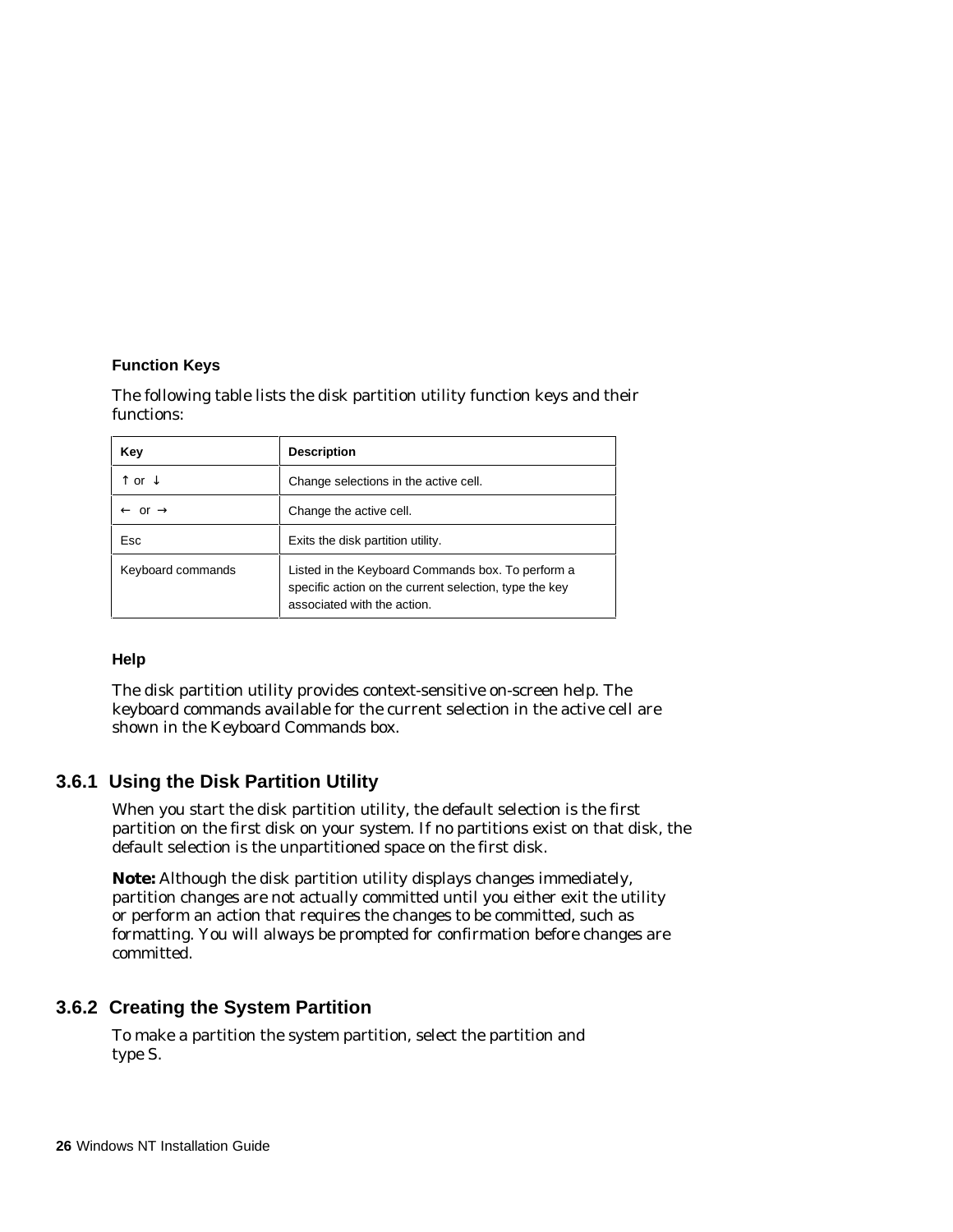### Function Keys

The following table lists the disk partition utility function keys and their functions:

| Key | Description |
| --- | --- |
| ↑ or ↓ | Change selections in the active cell. |
| ← or → | Change the active cell. |
| Esc | Exits the disk partition utility. |
| Keyboard commands | Listed in the Keyboard Commands box. To perform a specific action on the current selection, type the key associated with the action. |

### Help

The disk partition utility provides context-sensitive on-screen help. The keyboard commands available for the current selection in the active cell are shown in the Keyboard Commands box.

## 3.6.1 Using the Disk Partition Utility

When you start the disk partition utility, the default selection is the first partition on the first disk on your system. If no partitions exist on that disk, the default selection is the unpartitioned space on the first disk.

**Note:** Although the disk partition utility displays changes immediately, partition changes are not actually committed until you either exit the utility or perform an action that requires the changes to be committed, such as formatting. You will always be prompted for confirmation before changes are committed.

## 3.6.2 Creating the System Partition

To make a partition the system partition, select the partition and type S.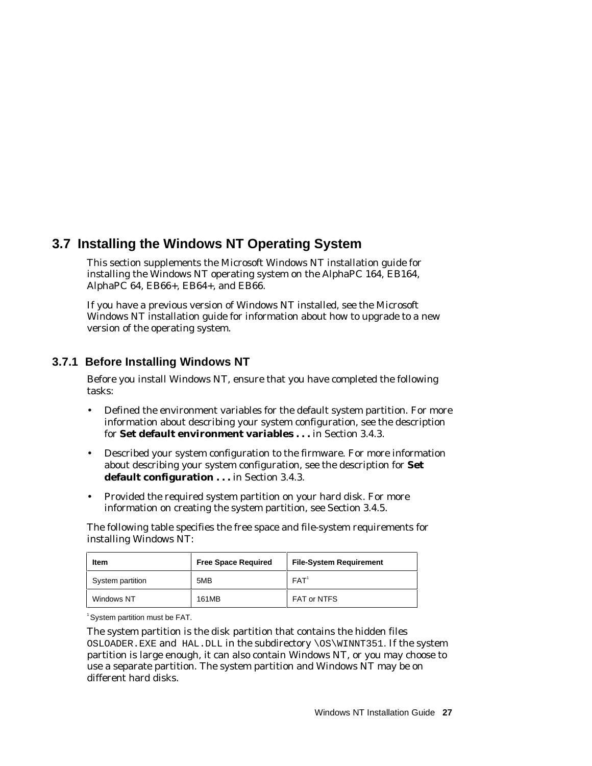## 3.7 Installing the Windows NT Operating System

This section supplements the Microsoft Windows NT installation guide for installing the Windows NT operating system on the AlphaPC 164, EB164, AlphaPC 64, EB66+, EB64+, and EB66.

If you have a previous version of Windows NT installed, see the Microsoft Windows NT installation guide for information about how to upgrade to a new version of the operating system.

### 3.7.1 Before Installing Windows NT

Before you install Windows NT, ensure that you have completed the following tasks:

- Defined the environment variables for the default system partition. For more information about describing your system configuration, see the description for **Set default environment variables . . .** in Section 3.4.3.
- Described your system configuration to the firmware. For more information about describing your system configuration, see the description for **Set default configuration . . .** in Section 3.4.3.
- Provided the required system partition on your hard disk. For more information on creating the system partition, see Section 3.4.5.

The following table specifies the free space and file-system requirements for installing Windows NT:

| Item | Free Space Required | File-System Requirement |
|---|---|---|
| System partition | 5MB | FAT[1] |
| Windows NT | 161MB | FAT or NTFS |

[1] System partition must be FAT.

The system partition is the disk partition that contains the hidden files `OSLOADER.EXE` and `HAL.DLL` in the subdirectory `\OS\WINNT351`. If the system partition is large enough, it can also contain Windows NT, or you may choose to use a separate partition. The system partition and Windows NT may be on different hard disks.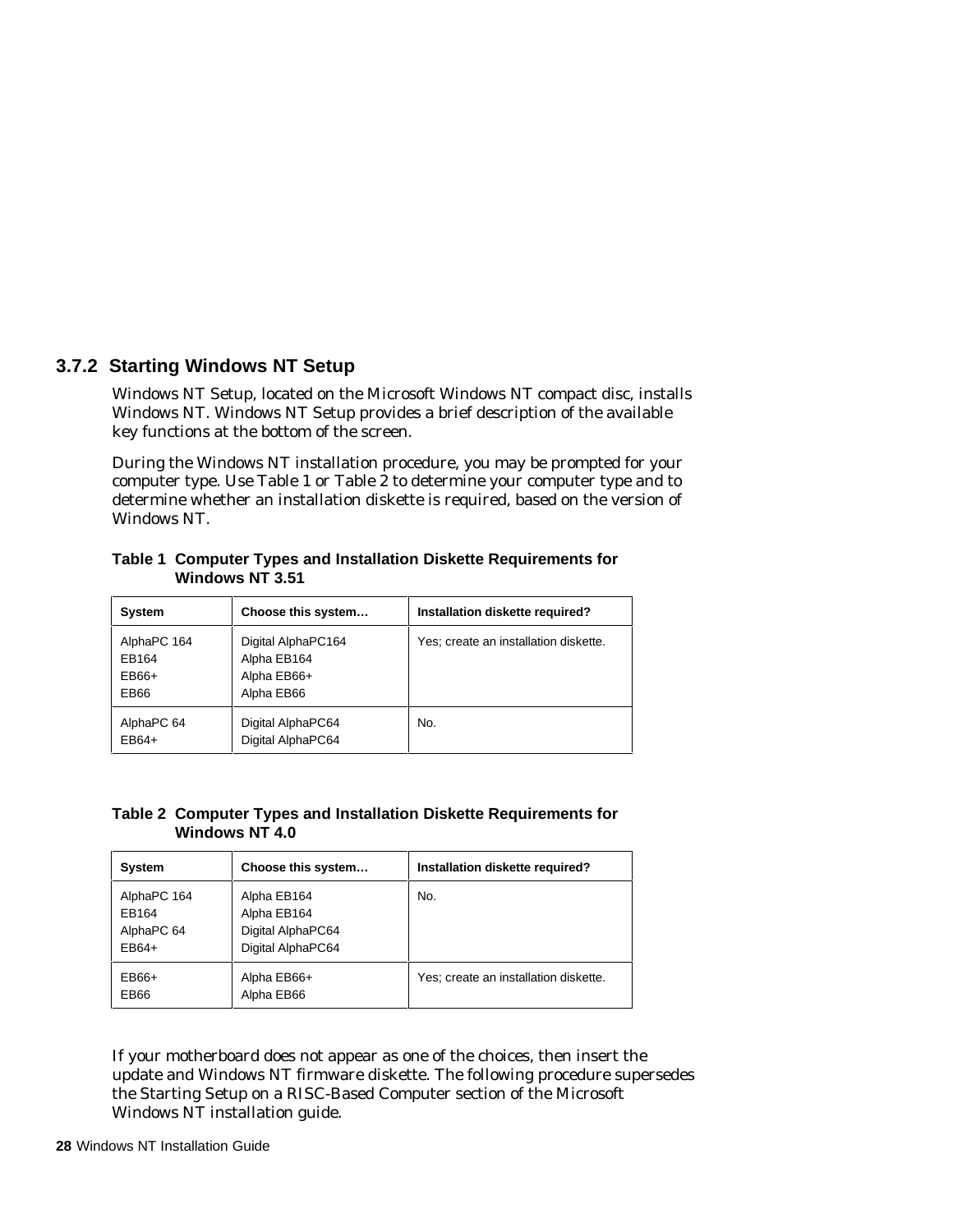### 3.7.2 Starting Windows NT Setup

Windows NT Setup, located on the Microsoft Windows NT compact disc, installs Windows NT. Windows NT Setup provides a brief description of the available key functions at the bottom of the screen.

During the Windows NT installation procedure, you may be prompted for your computer type. Use Table 1 or Table 2 to determine your computer type and to determine whether an installation diskette is required, based on the version of Windows NT.

**Table 1 Computer Types and Installation Diskette Requirements for Windows NT 3.51**

| System | Choose this system… | Installation diskette required? |
|---|---|---|
| AlphaPC 164<br>EB164<br>EB66+<br>EB66 | Digital AlphaPC164<br>Alpha EB164<br>Alpha EB66+<br>Alpha EB66 | Yes; create an installation diskette. |
| AlphaPC 64<br>EB64+ | Digital AlphaPC64<br>Digital AlphaPC64 | No. |

**Table 2 Computer Types and Installation Diskette Requirements for Windows NT 4.0**

| System | Choose this system… | Installation diskette required? |
|---|---|---|
| AlphaPC 164<br>EB164<br>AlphaPC 64<br>EB64+ | Alpha EB164<br>Alpha EB164<br>Digital AlphaPC64<br>Digital AlphaPC64 | No. |
| EB66+<br>EB66 | Alpha EB66+<br>Alpha EB66 | Yes; create an installation diskette. |

If your motherboard does not appear as one of the choices, then insert the update and Windows NT firmware diskette. The following procedure supersedes the Starting Setup on a RISC-Based Computer section of the Microsoft Windows NT installation guide.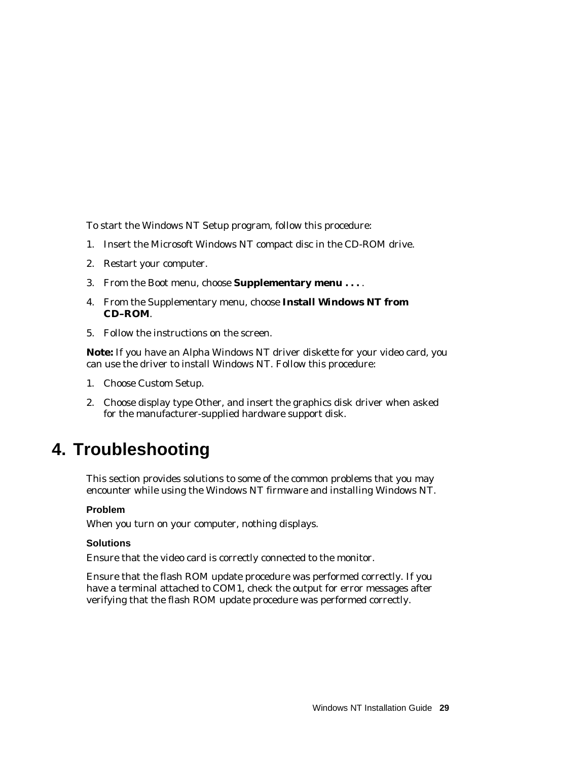To start the Windows NT Setup program, follow this procedure:

1. Insert the Microsoft Windows NT compact disc in the CD-ROM drive.
2. Restart your computer.
3. From the Boot menu, choose **Supplementary menu . . .** .
4. From the Supplementary menu, choose **Install Windows NT from CD–ROM**.
5. Follow the instructions on the screen.

**Note:** If you have an Alpha Windows NT driver diskette for your video card, you can use the driver to install Windows NT. Follow this procedure:

1. Choose Custom Setup.
2. Choose display type Other, and insert the graphics disk driver when asked for the manufacturer-supplied hardware support disk.

# 4. Troubleshooting

This section provides solutions to some of the common problems that you may encounter while using the Windows NT firmware and installing Windows NT.

### Problem

When you turn on your computer, nothing displays.

### Solutions

Ensure that the video card is correctly connected to the monitor.

Ensure that the flash ROM update procedure was performed correctly. If you have a terminal attached to COM1, check the output for error messages after verifying that the flash ROM update procedure was performed correctly.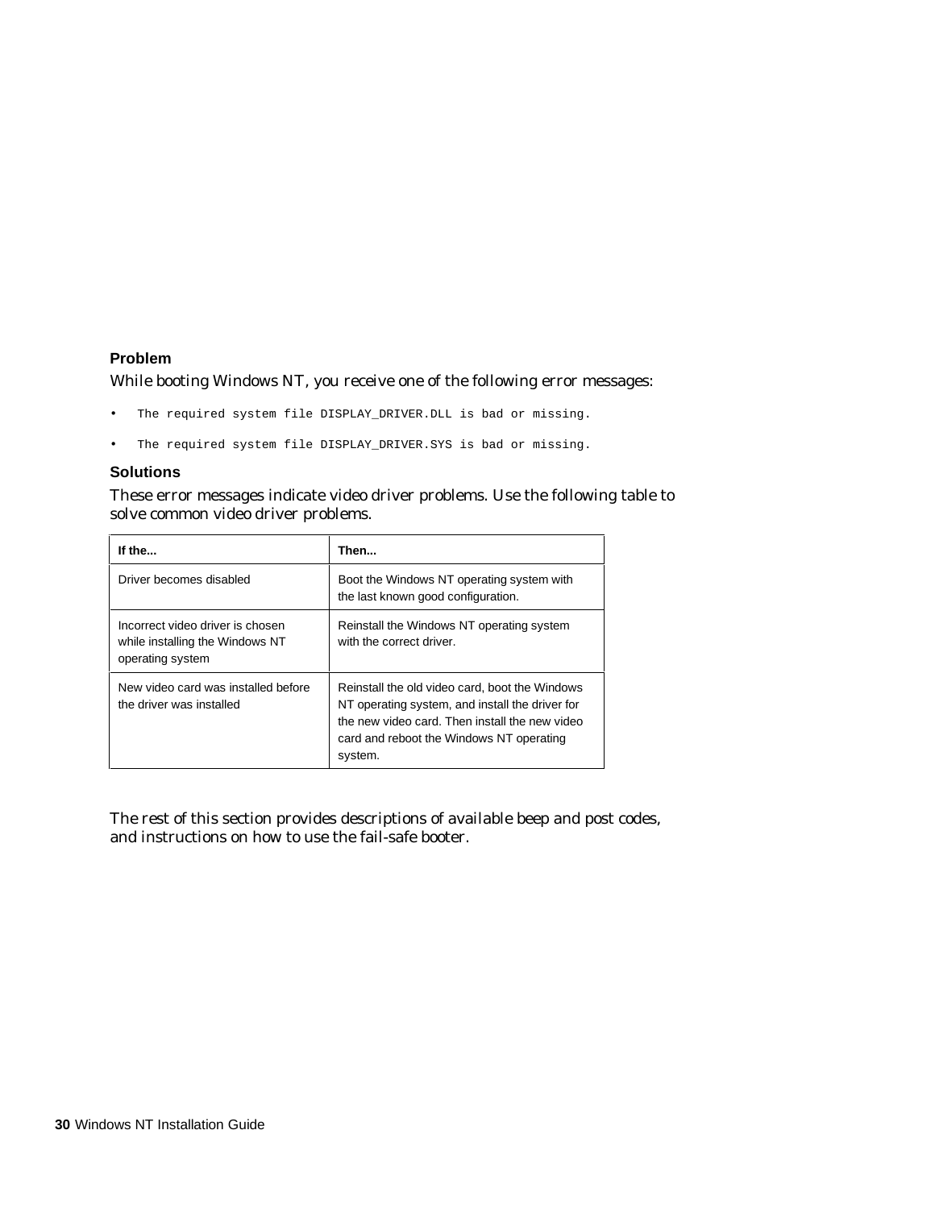### Problem

While booting Windows NT, you receive one of the following error messages:

- `The required system file DISPLAY_DRIVER.DLL is bad or missing.`
- `The required system file DISPLAY_DRIVER.SYS is bad or missing.`

### Solutions

These error messages indicate video driver problems. Use the following table to solve common video driver problems.

| If the... | Then... |
|---|---|
| Driver becomes disabled | Boot the Windows NT operating system with the last known good configuration. |
| Incorrect video driver is chosen while installing the Windows NT operating system | Reinstall the Windows NT operating system with the correct driver. |
| New video card was installed before the driver was installed | Reinstall the old video card, boot the Windows NT operating system, and install the driver for the new video card. Then install the new video card and reboot the Windows NT operating system. |

The rest of this section provides descriptions of available beep and post codes, and instructions on how to use the fail-safe booter.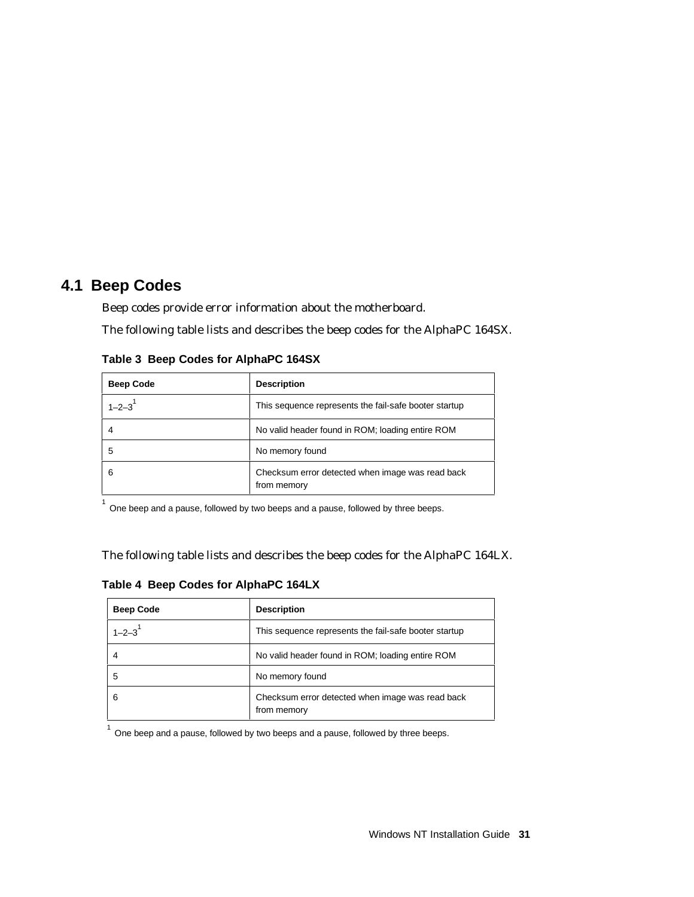## 4.1 Beep Codes

Beep codes provide error information about the motherboard.

The following table lists and describes the beep codes for the AlphaPC 164SX.

**Table 3 Beep Codes for AlphaPC 164SX**

| Beep Code | Description |
|---|---|
| 1–2–3[1] | This sequence represents the fail-safe booter startup |
| 4 | No valid header found in ROM; loading entire ROM |
| 5 | No memory found |
| 6 | Checksum error detected when image was read back from memory |

[1] One beep and a pause, followed by two beeps and a pause, followed by three beeps.

The following table lists and describes the beep codes for the AlphaPC 164LX.

**Table 4 Beep Codes for AlphaPC 164LX**

| Beep Code | Description |
|---|---|
| 1–2–3[1] | This sequence represents the fail-safe booter startup |
| 4 | No valid header found in ROM; loading entire ROM |
| 5 | No memory found |
| 6 | Checksum error detected when image was read back from memory |

[1] One beep and a pause, followed by two beeps and a pause, followed by three beeps.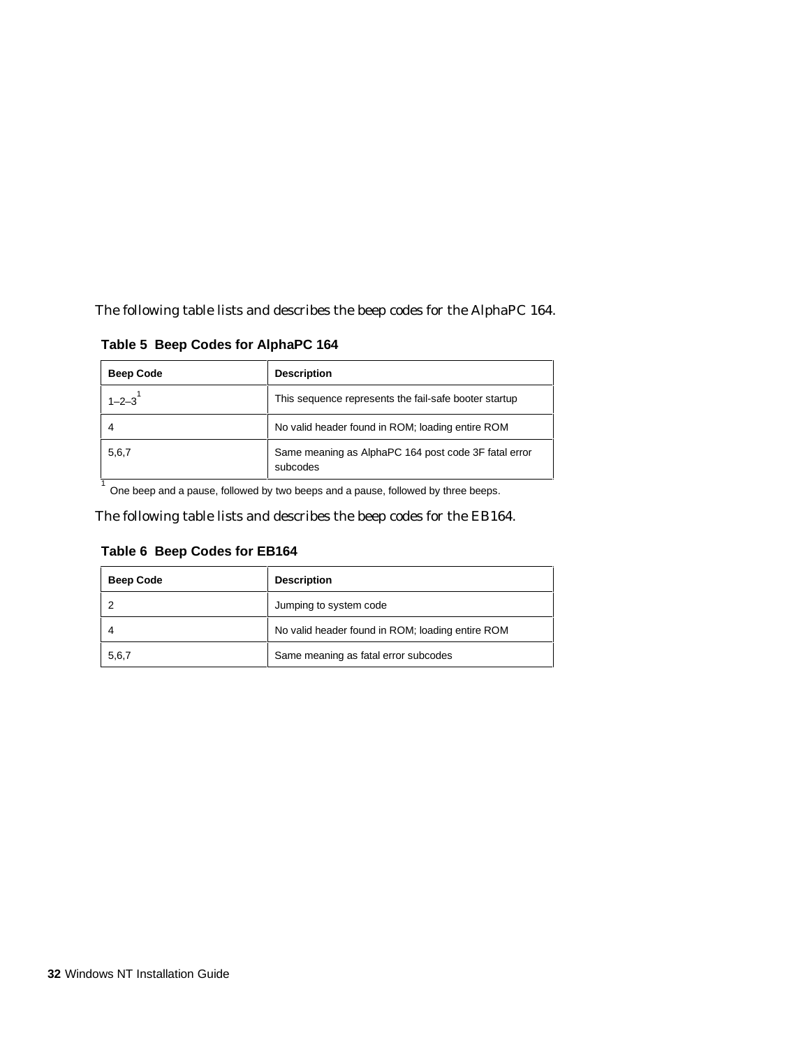The following table lists and describes the beep codes for the AlphaPC 164.

**Table 5 Beep Codes for AlphaPC 164**

| Beep Code | Description |
|---|---|
| 1–2–3[1] | This sequence represents the fail-safe booter startup |
| 4 | No valid header found in ROM; loading entire ROM |
| 5,6,7 | Same meaning as AlphaPC 164 post code 3F fatal error subcodes |

[1] One beep and a pause, followed by two beeps and a pause, followed by three beeps.

The following table lists and describes the beep codes for the EB164.

**Table 6 Beep Codes for EB164**

| Beep Code | Description |
|---|---|
| 2 | Jumping to system code |
| 4 | No valid header found in ROM; loading entire ROM |
| 5,6,7 | Same meaning as fatal error subcodes |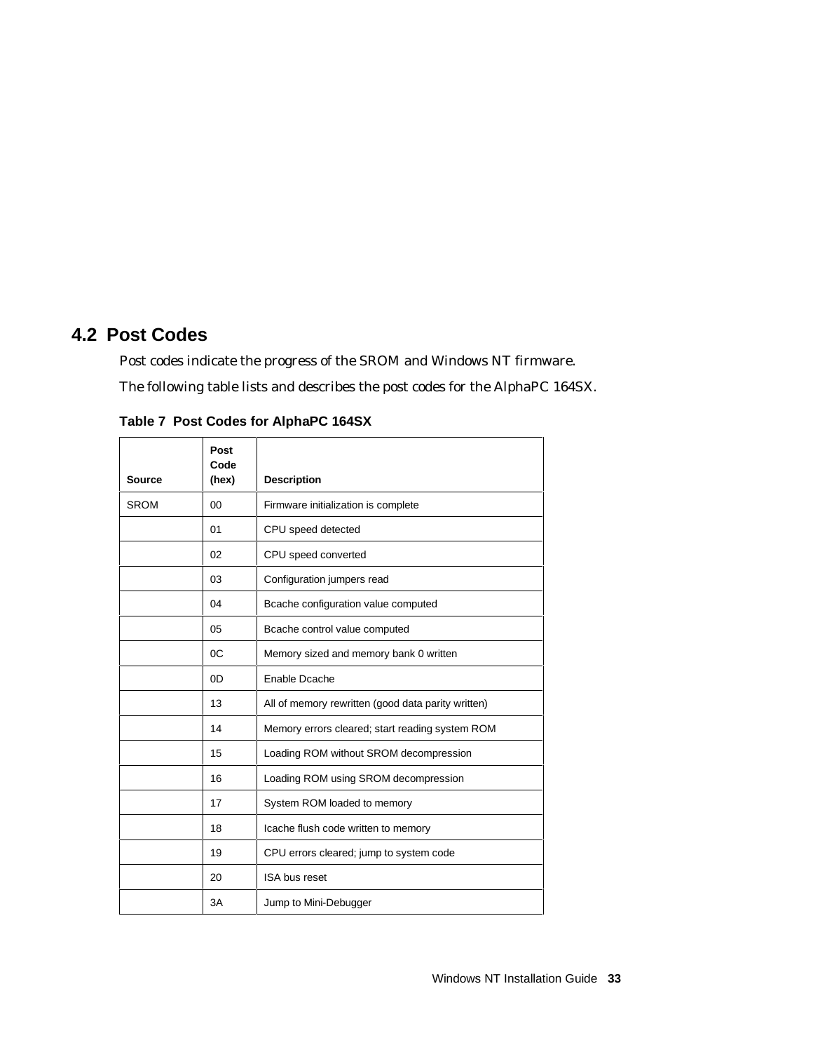## 4.2 Post Codes

Post codes indicate the progress of the SROM and Windows NT firmware.

The following table lists and describes the post codes for the AlphaPC 164SX.

**Table 7 Post Codes for AlphaPC 164SX**

| Source | Post Code (hex) | Description |
|---|---|---|
| SROM | 00 | Firmware initialization is complete |
| | 01 | CPU speed detected |
| | 02 | CPU speed converted |
| | 03 | Configuration jumpers read |
| | 04 | Bcache configuration value computed |
| | 05 | Bcache control value computed |
| | 0C | Memory sized and memory bank 0 written |
| | 0D | Enable Dcache |
| | 13 | All of memory rewritten (good data parity written) |
| | 14 | Memory errors cleared; start reading system ROM |
| | 15 | Loading ROM without SROM decompression |
| | 16 | Loading ROM using SROM decompression |
| | 17 | System ROM loaded to memory |
| | 18 | Icache flush code written to memory |
| | 19 | CPU errors cleared; jump to system code |
| | 20 | ISA bus reset |
| | 3A | Jump to Mini-Debugger |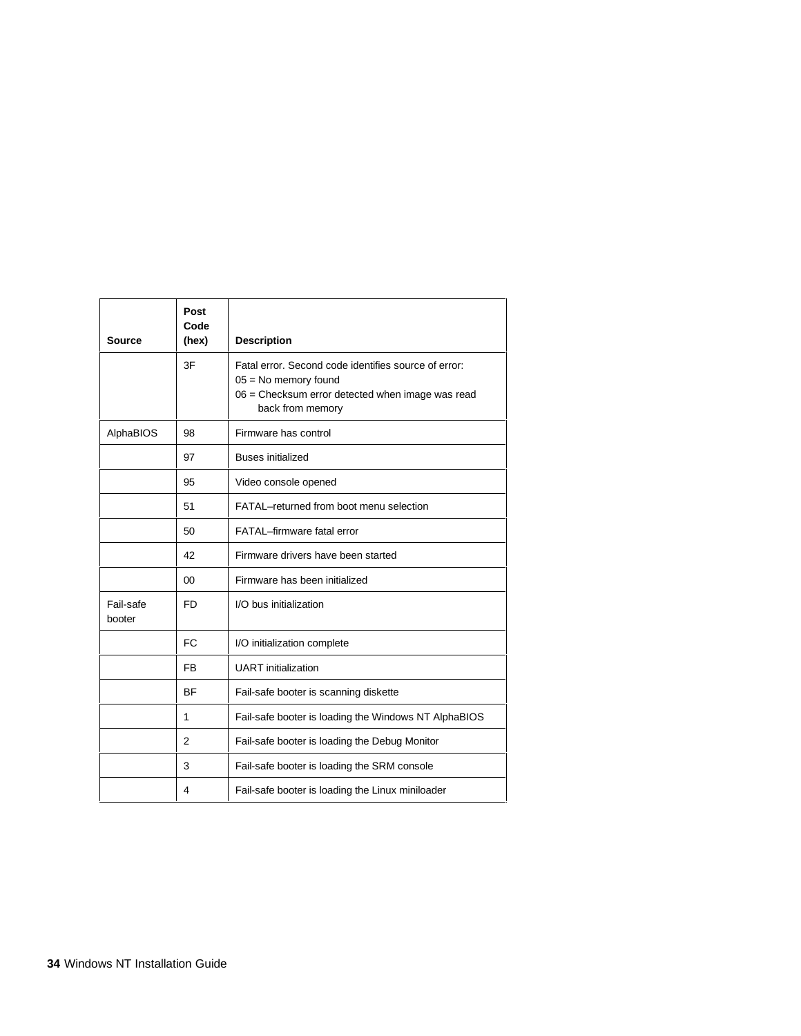| Source | Post Code (hex) | Description |
|---|---|---|
| | 3F | Fatal error. Second code identifies source of error:<br>05 = No memory found<br>06 = Checksum error detected when image was read back from memory |
| AlphaBIOS | 98 | Firmware has control |
| | 97 | Buses initialized |
| | 95 | Video console opened |
| | 51 | FATAL–returned from boot menu selection |
| | 50 | FATAL–firmware fatal error |
| | 42 | Firmware drivers have been started |
| | 00 | Firmware has been initialized |
| Fail-safe booter | FD | I/O bus initialization |
| | FC | I/O initialization complete |
| | FB | UART initialization |
| | BF | Fail-safe booter is scanning diskette |
| | 1 | Fail-safe booter is loading the Windows NT AlphaBIOS |
| | 2 | Fail-safe booter is loading the Debug Monitor |
| | 3 | Fail-safe booter is loading the SRM console |
| | 4 | Fail-safe booter is loading the Linux miniloader |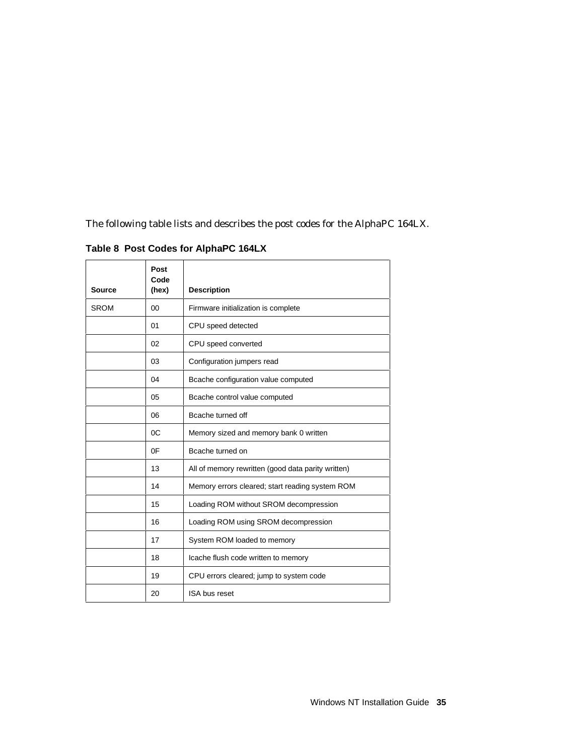The following table lists and describes the post codes for the AlphaPC 164LX.

**Table 8 Post Codes for AlphaPC 164LX**

| Source | Post Code (hex) | Description |
|---|---|---|
| SROM | 00 | Firmware initialization is complete |
| | 01 | CPU speed detected |
| | 02 | CPU speed converted |
| | 03 | Configuration jumpers read |
| | 04 | Bcache configuration value computed |
| | 05 | Bcache control value computed |
| | 06 | Bcache turned off |
| | 0C | Memory sized and memory bank 0 written |
| | 0F | Bcache turned on |
| | 13 | All of memory rewritten (good data parity written) |
| | 14 | Memory errors cleared; start reading system ROM |
| | 15 | Loading ROM without SROM decompression |
| | 16 | Loading ROM using SROM decompression |
| | 17 | System ROM loaded to memory |
| | 18 | Icache flush code written to memory |
| | 19 | CPU errors cleared; jump to system code |
| | 20 | ISA bus reset |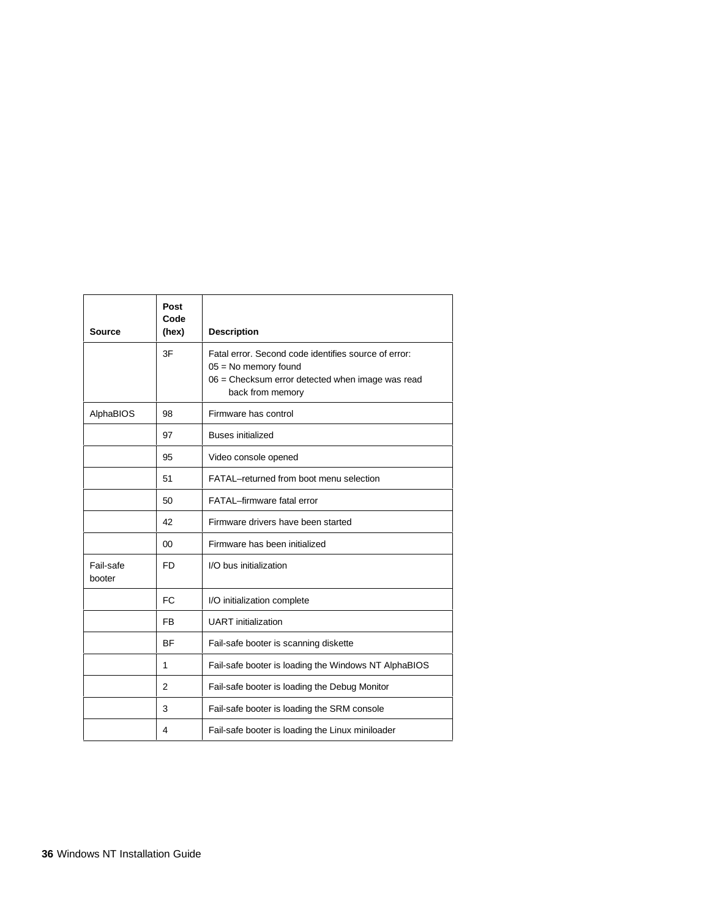| Source | Post Code (hex) | Description |
|---|---|---|
| | 3F | Fatal error. Second code identifies source of error:<br>05 = No memory found<br>06 = Checksum error detected when image was read back from memory |
| AlphaBIOS | 98 | Firmware has control |
| | 97 | Buses initialized |
| | 95 | Video console opened |
| | 51 | FATAL–returned from boot menu selection |
| | 50 | FATAL–firmware fatal error |
| | 42 | Firmware drivers have been started |
| | 00 | Firmware has been initialized |
| Fail-safe booter | FD | I/O bus initialization |
| | FC | I/O initialization complete |
| | FB | UART initialization |
| | BF | Fail-safe booter is scanning diskette |
| | 1 | Fail-safe booter is loading the Windows NT AlphaBIOS |
| | 2 | Fail-safe booter is loading the Debug Monitor |
| | 3 | Fail-safe booter is loading the SRM console |
| | 4 | Fail-safe booter is loading the Linux miniloader |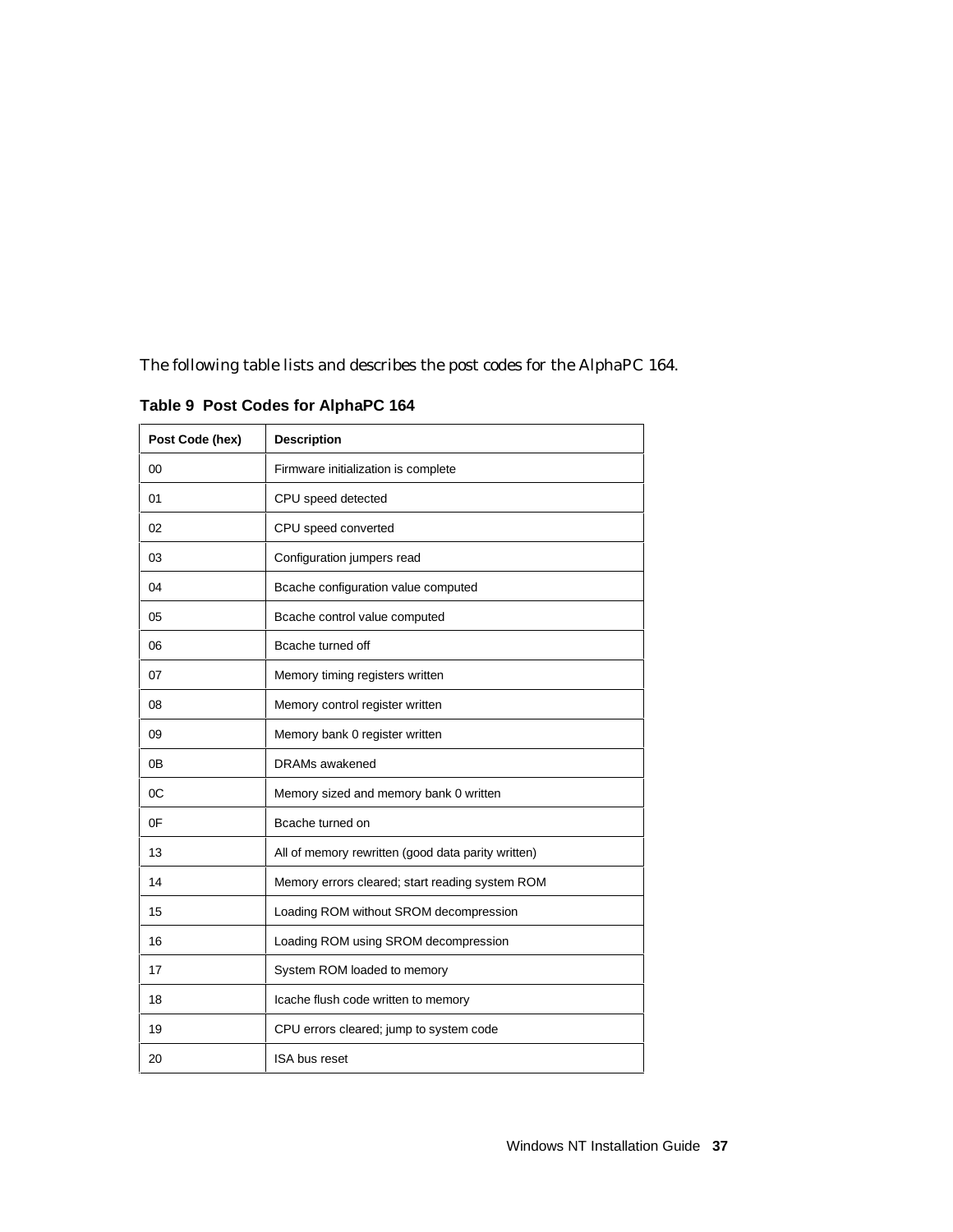The following table lists and describes the post codes for the AlphaPC 164.

**Table 9 Post Codes for AlphaPC 164**

| Post Code (hex) | Description |
|---|---|
| 00 | Firmware initialization is complete |
| 01 | CPU speed detected |
| 02 | CPU speed converted |
| 03 | Configuration jumpers read |
| 04 | Bcache configuration value computed |
| 05 | Bcache control value computed |
| 06 | Bcache turned off |
| 07 | Memory timing registers written |
| 08 | Memory control register written |
| 09 | Memory bank 0 register written |
| 0B | DRAMs awakened |
| 0C | Memory sized and memory bank 0 written |
| 0F | Bcache turned on |
| 13 | All of memory rewritten (good data parity written) |
| 14 | Memory errors cleared; start reading system ROM |
| 15 | Loading ROM without SROM decompression |
| 16 | Loading ROM using SROM decompression |
| 17 | System ROM loaded to memory |
| 18 | Icache flush code written to memory |
| 19 | CPU errors cleared; jump to system code |
| 20 | ISA bus reset |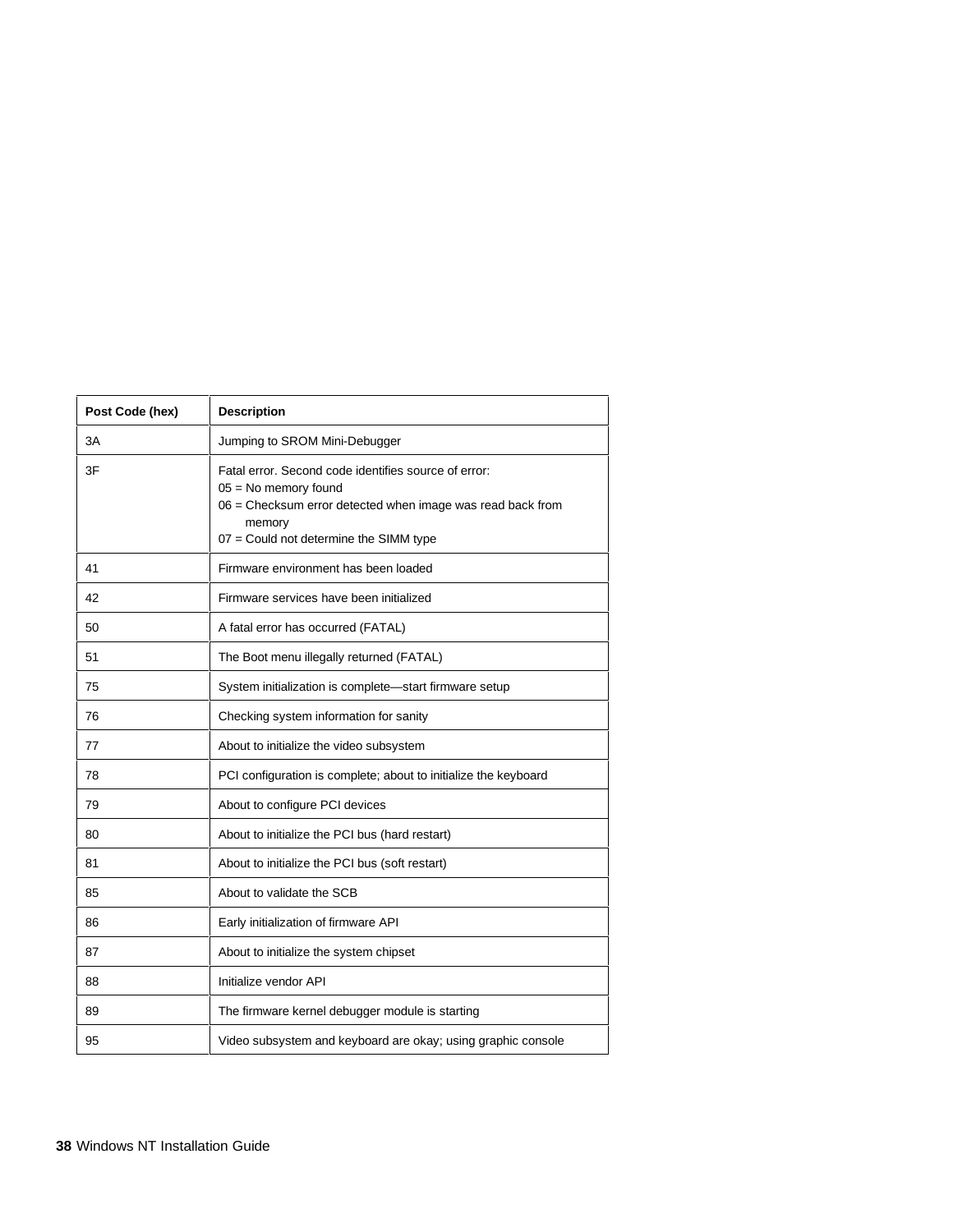| Post Code (hex) | Description |
|---|---|
| 3A | Jumping to SROM Mini-Debugger |
| 3F | Fatal error. Second code identifies source of error:<br>05 = No memory found<br>06 = Checksum error detected when image was read back from memory<br>07 = Could not determine the SIMM type |
| 41 | Firmware environment has been loaded |
| 42 | Firmware services have been initialized |
| 50 | A fatal error has occurred (FATAL) |
| 51 | The Boot menu illegally returned (FATAL) |
| 75 | System initialization is complete—start firmware setup |
| 76 | Checking system information for sanity |
| 77 | About to initialize the video subsystem |
| 78 | PCI configuration is complete; about to initialize the keyboard |
| 79 | About to configure PCI devices |
| 80 | About to initialize the PCI bus (hard restart) |
| 81 | About to initialize the PCI bus (soft restart) |
| 85 | About to validate the SCB |
| 86 | Early initialization of firmware API |
| 87 | About to initialize the system chipset |
| 88 | Initialize vendor API |
| 89 | The firmware kernel debugger module is starting |
| 95 | Video subsystem and keyboard are okay; using graphic console |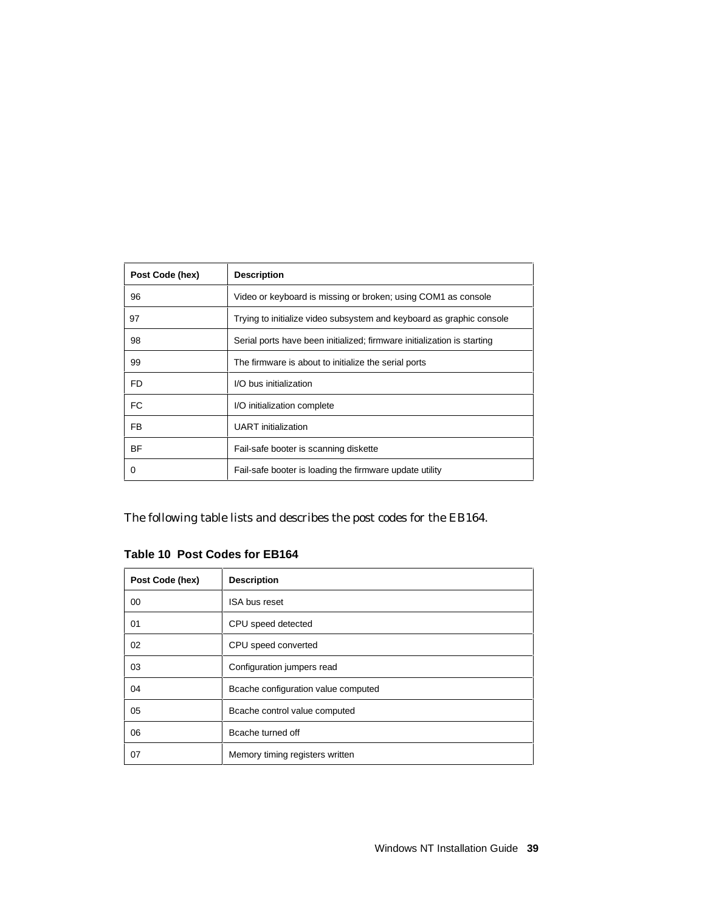| Post Code (hex) | Description |
| --- | --- |
| 96 | Video or keyboard is missing or broken; using COM1 as console |
| 97 | Trying to initialize video subsystem and keyboard as graphic console |
| 98 | Serial ports have been initialized; firmware initialization is starting |
| 99 | The firmware is about to initialize the serial ports |
| FD | I/O bus initialization |
| FC | I/O initialization complete |
| FB | UART initialization |
| BF | Fail-safe booter is scanning diskette |
| 0 | Fail-safe booter is loading the firmware update utility |

The following table lists and describes the post codes for the EB164.

**Table 10 Post Codes for EB164**

| Post Code (hex) | Description |
| --- | --- |
| 00 | ISA bus reset |
| 01 | CPU speed detected |
| 02 | CPU speed converted |
| 03 | Configuration jumpers read |
| 04 | Bcache configuration value computed |
| 05 | Bcache control value computed |
| 06 | Bcache turned off |
| 07 | Memory timing registers written |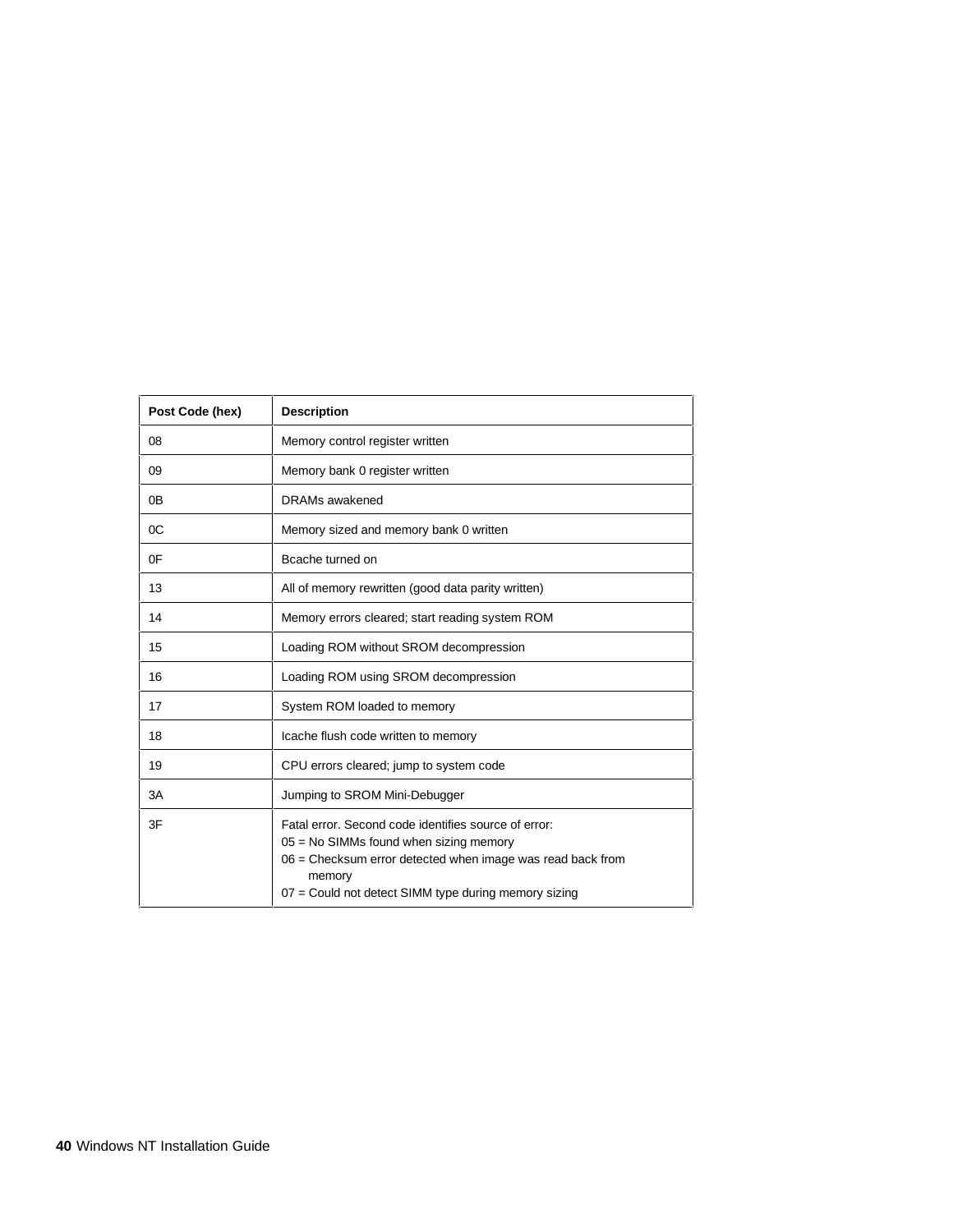| Post Code (hex) | Description |
|---|---|
| 08 | Memory control register written |
| 09 | Memory bank 0 register written |
| 0B | DRAMs awakened |
| 0C | Memory sized and memory bank 0 written |
| 0F | Bcache turned on |
| 13 | All of memory rewritten (good data parity written) |
| 14 | Memory errors cleared; start reading system ROM |
| 15 | Loading ROM without SROM decompression |
| 16 | Loading ROM using SROM decompression |
| 17 | System ROM loaded to memory |
| 18 | Icache flush code written to memory |
| 19 | CPU errors cleared; jump to system code |
| 3A | Jumping to SROM Mini-Debugger |
| 3F | Fatal error. Second code identifies source of error:<br>05 = No SIMMs found when sizing memory<br>06 = Checksum error detected when image was read back from memory<br>07 = Could not detect SIMM type during memory sizing |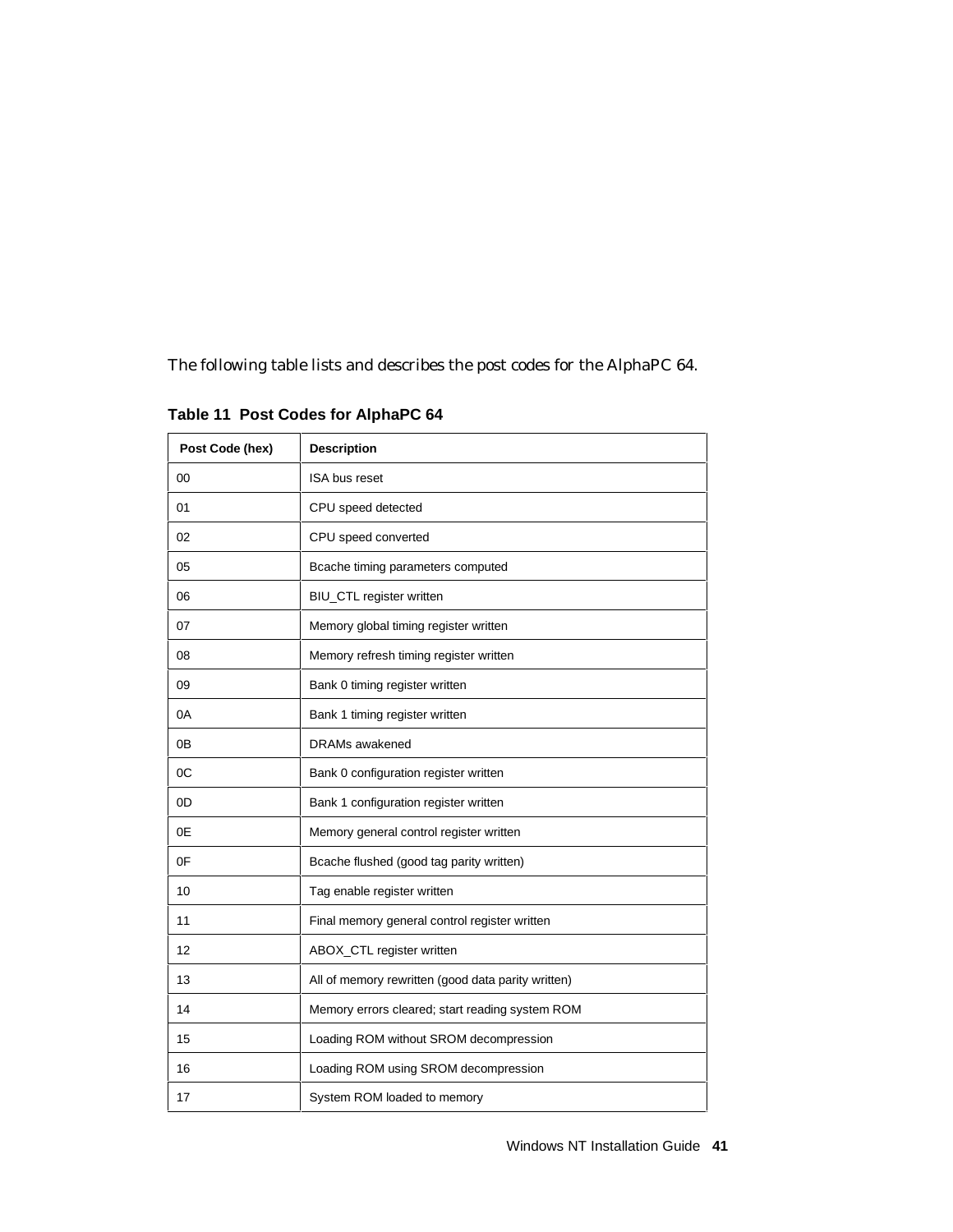The following table lists and describes the post codes for the AlphaPC 64.

**Table 11 Post Codes for AlphaPC 64**

| Post Code (hex) | Description |
|---|---|
| 00 | ISA bus reset |
| 01 | CPU speed detected |
| 02 | CPU speed converted |
| 05 | Bcache timing parameters computed |
| 06 | BIU_CTL register written |
| 07 | Memory global timing register written |
| 08 | Memory refresh timing register written |
| 09 | Bank 0 timing register written |
| 0A | Bank 1 timing register written |
| 0B | DRAMs awakened |
| 0C | Bank 0 configuration register written |
| 0D | Bank 1 configuration register written |
| 0E | Memory general control register written |
| 0F | Bcache flushed (good tag parity written) |
| 10 | Tag enable register written |
| 11 | Final memory general control register written |
| 12 | ABOX_CTL register written |
| 13 | All of memory rewritten (good data parity written) |
| 14 | Memory errors cleared; start reading system ROM |
| 15 | Loading ROM without SROM decompression |
| 16 | Loading ROM using SROM decompression |
| 17 | System ROM loaded to memory |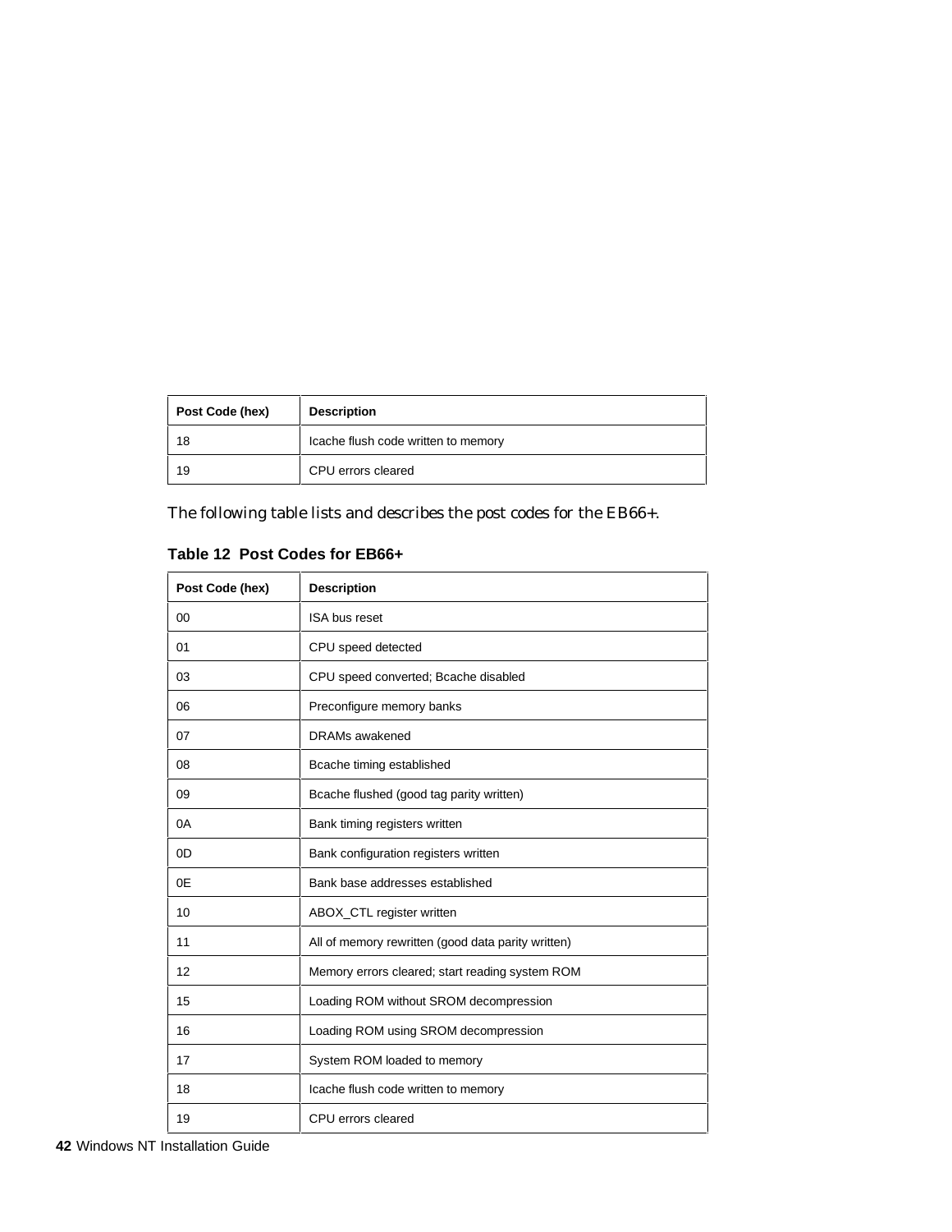| Post Code (hex) | Description |
| --- | --- |
| 18 | Icache flush code written to memory |
| 19 | CPU errors cleared |

The following table lists and describes the post codes for the EB66+.

**Table 12 Post Codes for EB66+**

| Post Code (hex) | Description |
| --- | --- |
| 00 | ISA bus reset |
| 01 | CPU speed detected |
| 03 | CPU speed converted; Bcache disabled |
| 06 | Preconfigure memory banks |
| 07 | DRAMs awakened |
| 08 | Bcache timing established |
| 09 | Bcache flushed (good tag parity written) |
| 0A | Bank timing registers written |
| 0D | Bank configuration registers written |
| 0E | Bank base addresses established |
| 10 | ABOX_CTL register written |
| 11 | All of memory rewritten (good data parity written) |
| 12 | Memory errors cleared; start reading system ROM |
| 15 | Loading ROM without SROM decompression |
| 16 | Loading ROM using SROM decompression |
| 17 | System ROM loaded to memory |
| 18 | Icache flush code written to memory |
| 19 | CPU errors cleared |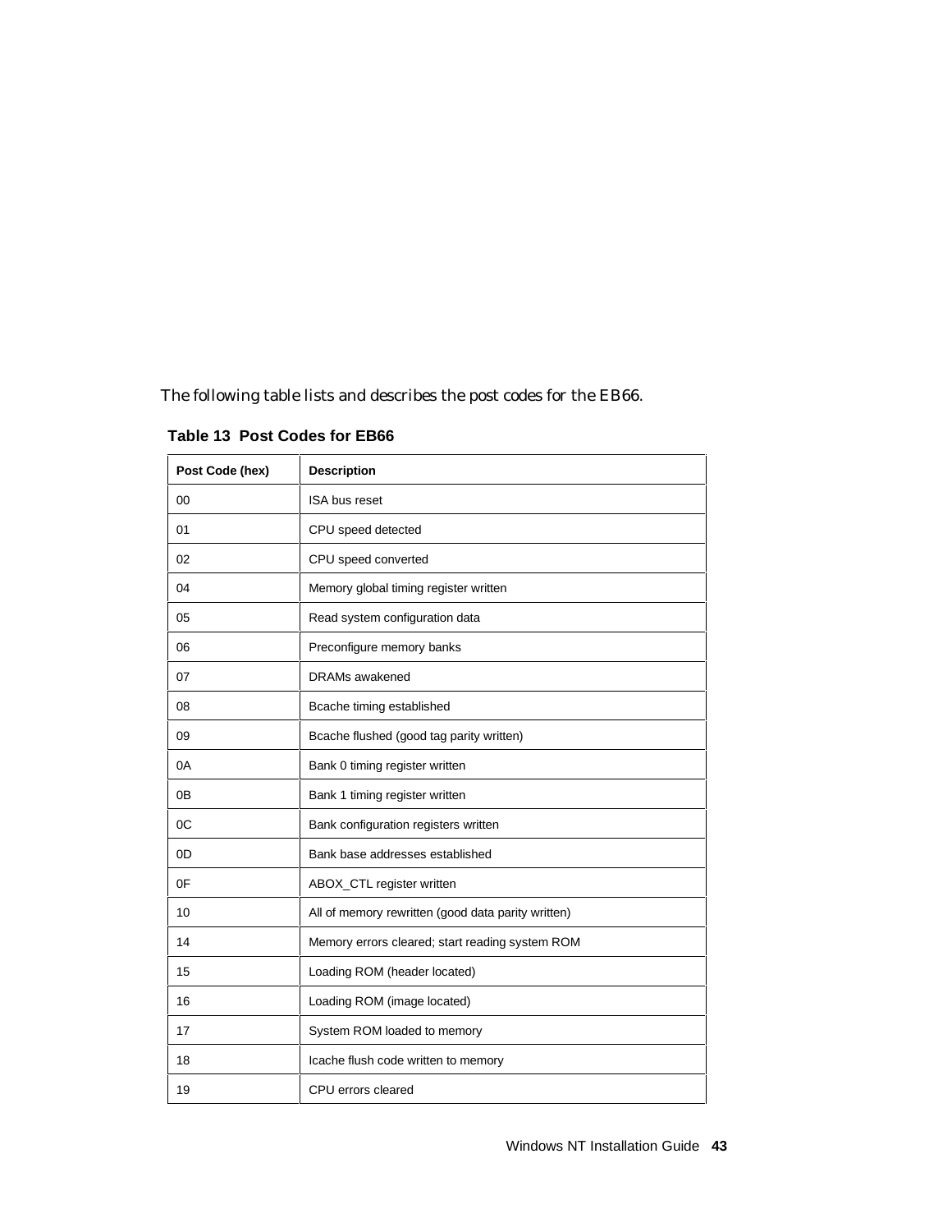The following table lists and describes the post codes for the EB66.

**Table 13 Post Codes for EB66**

| Post Code (hex) | Description |
|---|---|
| 00 | ISA bus reset |
| 01 | CPU speed detected |
| 02 | CPU speed converted |
| 04 | Memory global timing register written |
| 05 | Read system configuration data |
| 06 | Preconfigure memory banks |
| 07 | DRAMs awakened |
| 08 | Bcache timing established |
| 09 | Bcache flushed (good tag parity written) |
| 0A | Bank 0 timing register written |
| 0B | Bank 1 timing register written |
| 0C | Bank configuration registers written |
| 0D | Bank base addresses established |
| 0F | ABOX_CTL register written |
| 10 | All of memory rewritten (good data parity written) |
| 14 | Memory errors cleared; start reading system ROM |
| 15 | Loading ROM (header located) |
| 16 | Loading ROM (image located) |
| 17 | System ROM loaded to memory |
| 18 | Icache flush code written to memory |
| 19 | CPU errors cleared |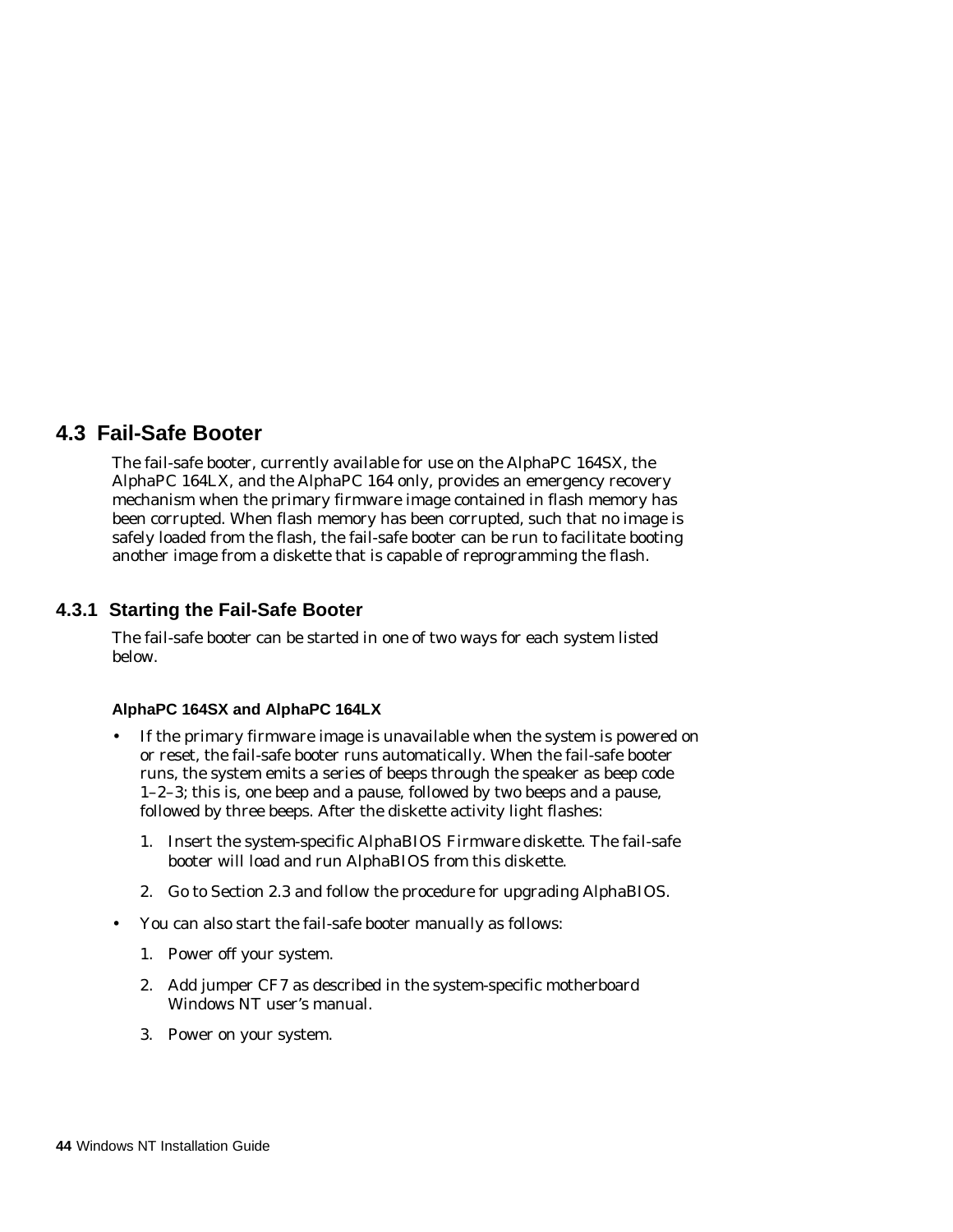## 4.3 Fail-Safe Booter

The fail-safe booter, currently available for use on the AlphaPC 164SX, the AlphaPC 164LX, and the AlphaPC 164 only, provides an emergency recovery mechanism when the primary firmware image contained in flash memory has been corrupted. When flash memory has been corrupted, such that no image is safely loaded from the flash, the fail-safe booter can be run to facilitate booting another image from a diskette that is capable of reprogramming the flash.

### 4.3.1 Starting the Fail-Safe Booter

The fail-safe booter can be started in one of two ways for each system listed below.

#### AlphaPC 164SX and AlphaPC 164LX

- If the primary firmware image is unavailable when the system is powered on or reset, the fail-safe booter runs automatically. When the fail-safe booter runs, the system emits a series of beeps through the speaker as beep code 1–2–3; this is, one beep and a pause, followed by two beeps and a pause, followed by three beeps. After the diskette activity light flashes:
  1. Insert the system-specific AlphaBIOS Firmware diskette. The fail-safe booter will load and run AlphaBIOS from this diskette.
  2. Go to Section 2.3 and follow the procedure for upgrading AlphaBIOS.
- You can also start the fail-safe booter manually as follows:
  1. Power off your system.
  2. Add jumper CF7 as described in the system-specific motherboard Windows NT user’s manual.
  3. Power on your system.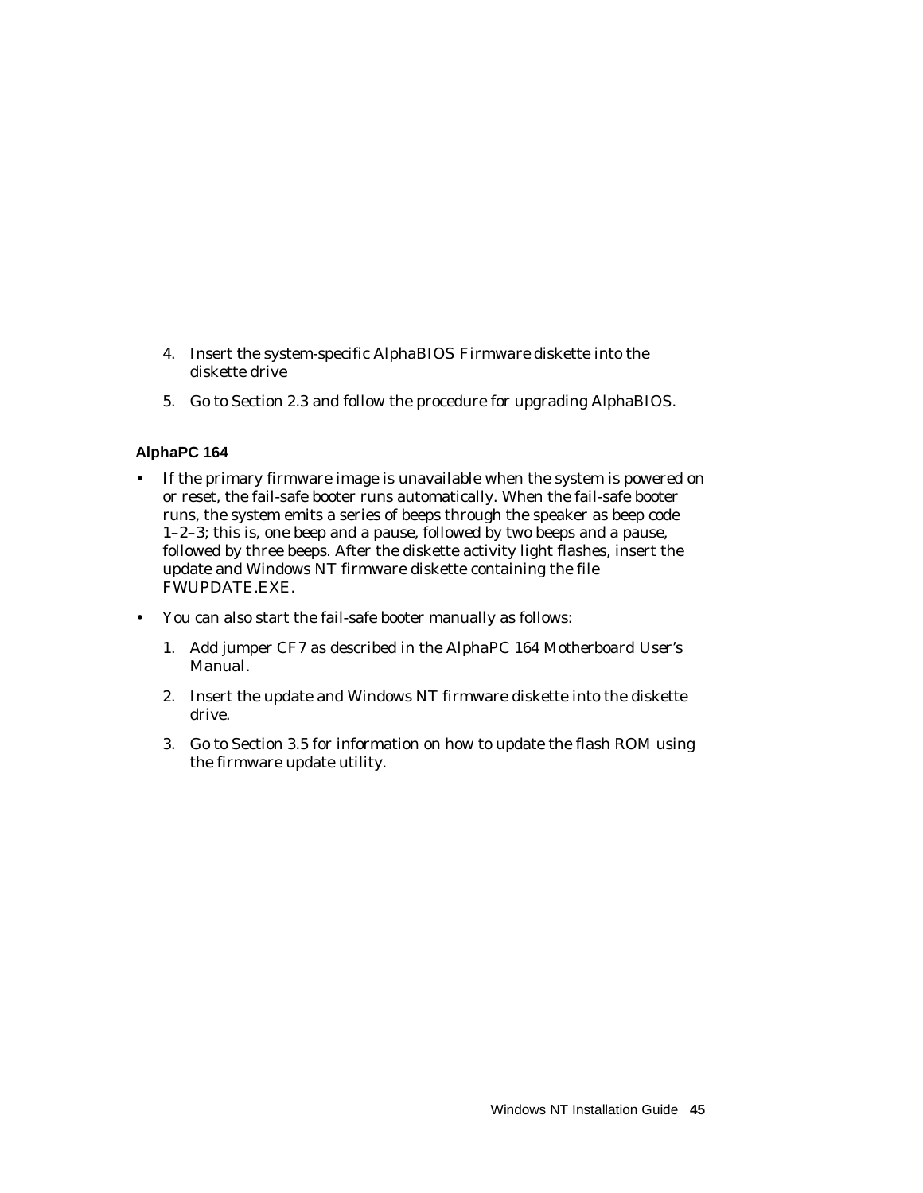4. Insert the system-specific AlphaBIOS Firmware diskette into the diskette drive
5. Go to Section 2.3 and follow the procedure for upgrading AlphaBIOS.

### AlphaPC 164

- If the primary firmware image is unavailable when the system is powered on or reset, the fail-safe booter runs automatically. When the fail-safe booter runs, the system emits a series of beeps through the speaker as beep code 1–2–3; this is, one beep and a pause, followed by two beeps and a pause, followed by three beeps. After the diskette activity light flashes, insert the update and Windows NT firmware diskette containing the file FWUPDATE.EXE.
- You can also start the fail-safe booter manually as follows:
  1. Add jumper CF7 as described in the *AlphaPC 164 Motherboard User's Manual*.
  2. Insert the update and Windows NT firmware diskette into the diskette drive.
  3. Go to Section 3.5 for information on how to update the flash ROM using the firmware update utility.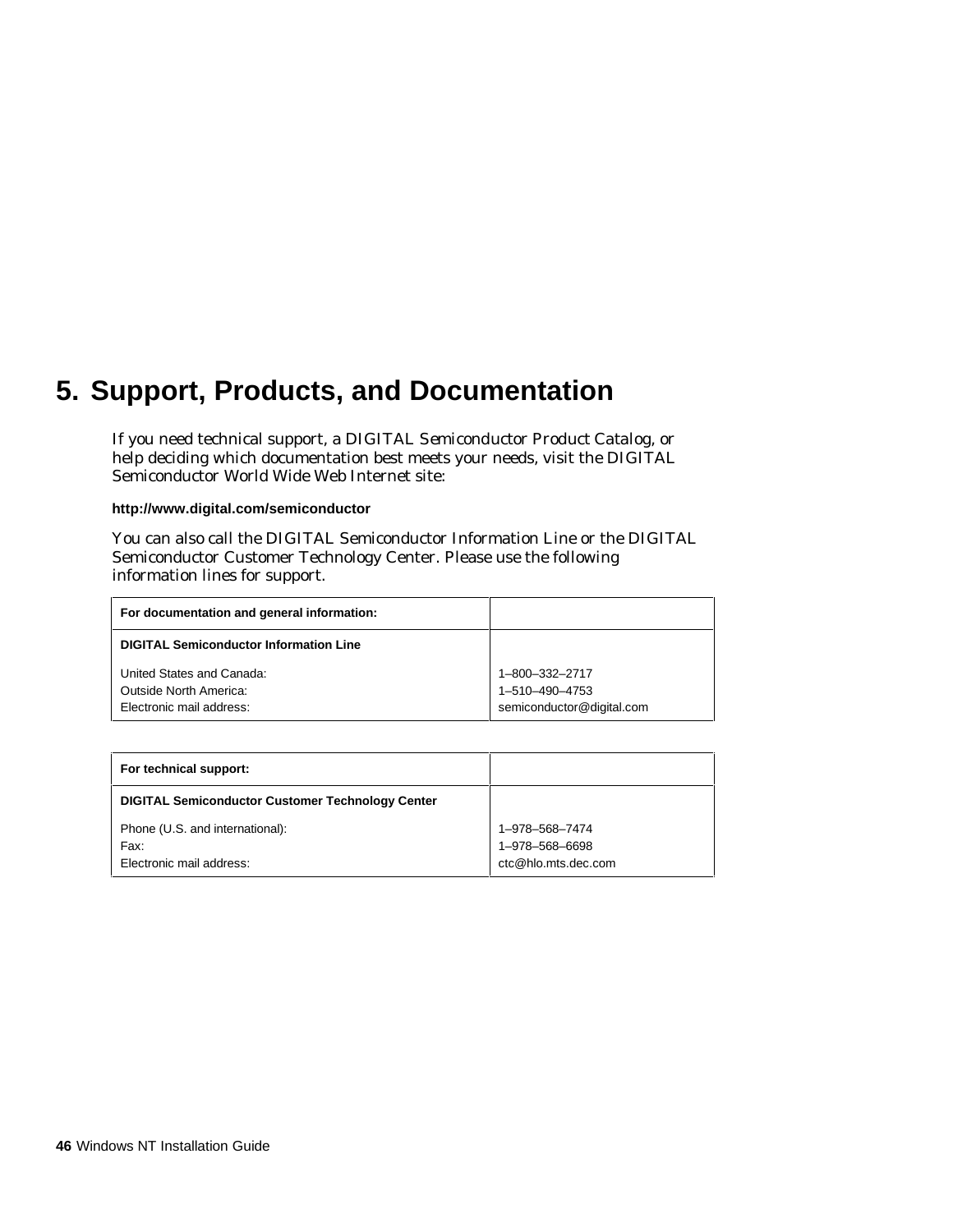# 5. Support, Products, and Documentation

If you need technical support, a DIGITAL Semiconductor Product Catalog, or help deciding which documentation best meets your needs, visit the DIGITAL Semiconductor World Wide Web Internet site:

**http://www.digital.com/semiconductor**

You can also call the DIGITAL Semiconductor Information Line or the DIGITAL Semiconductor Customer Technology Center. Please use the following information lines for support.

| **For documentation and general information:** | |
|---|---|
| **DIGITAL Semiconductor Information Line** | |
| United States and Canada: | 1–800–332–2717 |
| Outside North America: | 1–510–490–4753 |
| Electronic mail address: | semiconductor@digital.com |

| **For technical support:** | |
|---|---|
| **DIGITAL Semiconductor Customer Technology Center** | |
| Phone (U.S. and international): | 1–978–568–7474 |
| Fax: | 1–978–568–6698 |
| Electronic mail address: | ctc@hlo.mts.dec.com |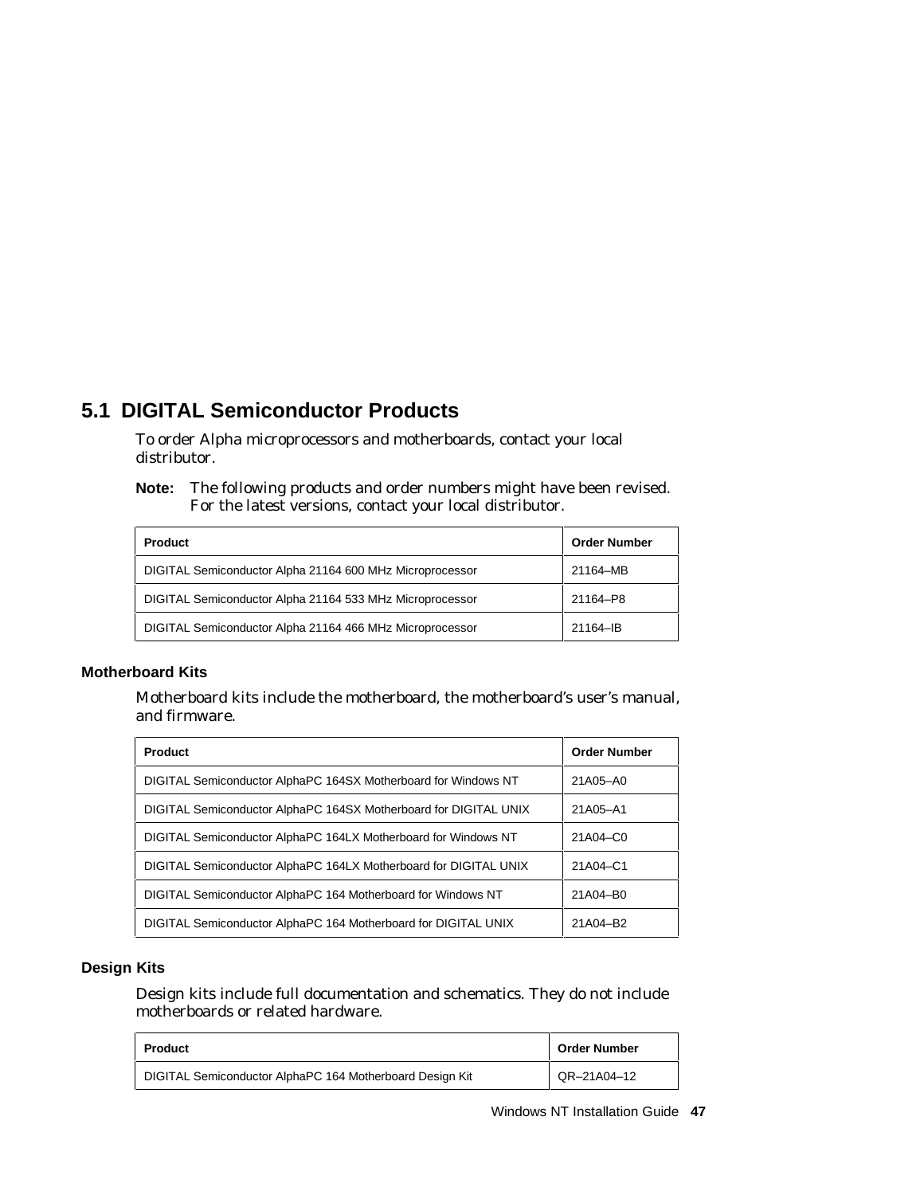## 5.1 DIGITAL Semiconductor Products

To order Alpha microprocessors and motherboards, contact your local distributor.

**Note:** The following products and order numbers might have been revised. For the latest versions, contact your local distributor.

| Product | Order Number |
|---|---|
| DIGITAL Semiconductor Alpha 21164 600 MHz Microprocessor | 21164–MB |
| DIGITAL Semiconductor Alpha 21164 533 MHz Microprocessor | 21164–P8 |
| DIGITAL Semiconductor Alpha 21164 466 MHz Microprocessor | 21164–IB |

### Motherboard Kits

Motherboard kits include the motherboard, the motherboard's user's manual, and firmware.

| Product | Order Number |
|---|---|
| DIGITAL Semiconductor AlphaPC 164SX Motherboard for Windows NT | 21A05–A0 |
| DIGITAL Semiconductor AlphaPC 164SX Motherboard for DIGITAL UNIX | 21A05–A1 |
| DIGITAL Semiconductor AlphaPC 164LX Motherboard for Windows NT | 21A04–C0 |
| DIGITAL Semiconductor AlphaPC 164LX Motherboard for DIGITAL UNIX | 21A04–C1 |
| DIGITAL Semiconductor AlphaPC 164 Motherboard for Windows NT | 21A04–B0 |
| DIGITAL Semiconductor AlphaPC 164 Motherboard for DIGITAL UNIX | 21A04–B2 |

### Design Kits

Design kits include full documentation and schematics. They do not include motherboards or related hardware.

| Product | Order Number |
|---|---|
| DIGITAL Semiconductor AlphaPC 164 Motherboard Design Kit | QR–21A04–12 |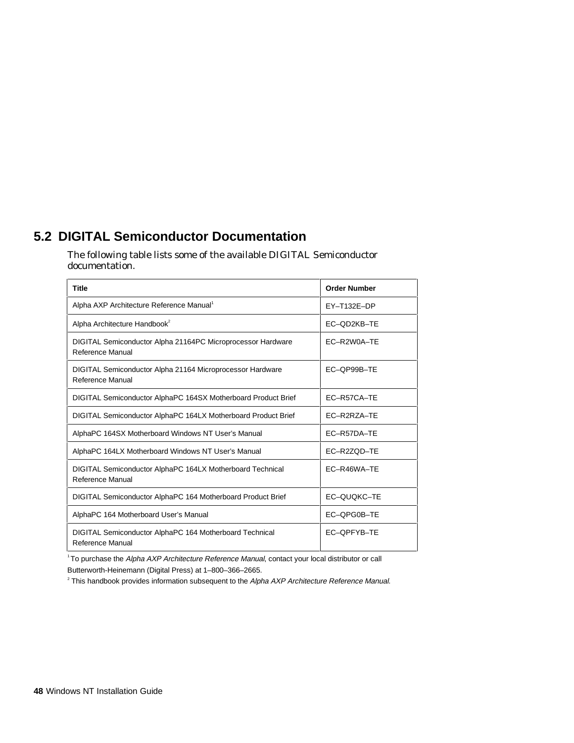## 5.2 DIGITAL Semiconductor Documentation

The following table lists some of the available DIGITAL Semiconductor documentation.

| Title | Order Number |
|---|---|
| Alpha AXP Architecture Reference Manual[1] | EY–T132E–DP |
| Alpha Architecture Handbook[2] | EC–QD2KB–TE |
| DIGITAL Semiconductor Alpha 21164PC Microprocessor Hardware Reference Manual | EC–R2W0A–TE |
| DIGITAL Semiconductor Alpha 21164 Microprocessor Hardware Reference Manual | EC–QP99B–TE |
| DIGITAL Semiconductor AlphaPC 164SX Motherboard Product Brief | EC–R57CA–TE |
| DIGITAL Semiconductor AlphaPC 164LX Motherboard Product Brief | EC–R2RZA–TE |
| AlphaPC 164SX Motherboard Windows NT User's Manual | EC–R57DA–TE |
| AlphaPC 164LX Motherboard Windows NT User's Manual | EC–R2ZQD–TE |
| DIGITAL Semiconductor AlphaPC 164LX Motherboard Technical Reference Manual | EC–R46WA–TE |
| DIGITAL Semiconductor AlphaPC 164 Motherboard Product Brief | EC–QUQKC–TE |
| AlphaPC 164 Motherboard User's Manual | EC–QPG0B–TE |
| DIGITAL Semiconductor AlphaPC 164 Motherboard Technical Reference Manual | EC–QPFYB–TE |

[1] To purchase the *Alpha AXP Architecture Reference Manual*, contact your local distributor or call Butterworth-Heinemann (Digital Press) at 1–800–366–2665.

[2] This handbook provides information subsequent to the *Alpha AXP Architecture Reference Manual.*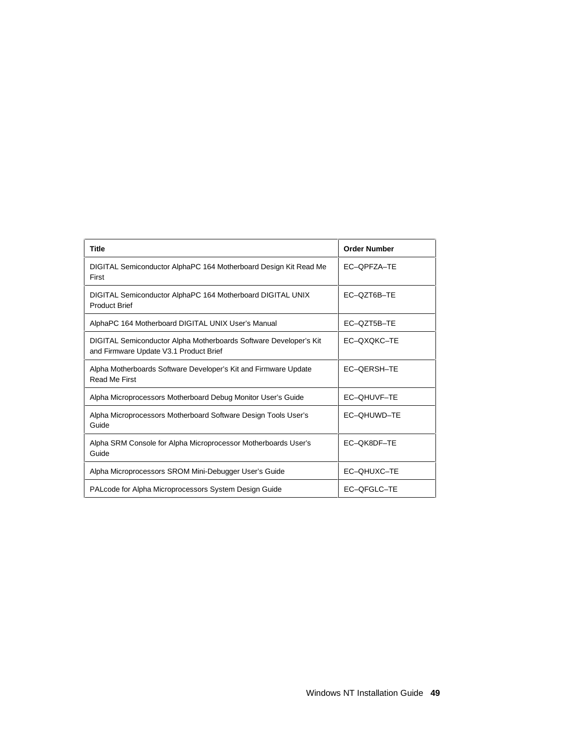| Title | Order Number |
| --- | --- |
| DIGITAL Semiconductor AlphaPC 164 Motherboard Design Kit Read Me First | EC–QPFZA–TE |
| DIGITAL Semiconductor AlphaPC 164 Motherboard DIGITAL UNIX Product Brief | EC–QZT6B–TE |
| AlphaPC 164 Motherboard DIGITAL UNIX User's Manual | EC–QZT5B–TE |
| DIGITAL Semiconductor Alpha Motherboards Software Developer's Kit and Firmware Update V3.1 Product Brief | EC–QXQKC–TE |
| Alpha Motherboards Software Developer's Kit and Firmware Update Read Me First | EC–QERSH–TE |
| Alpha Microprocessors Motherboard Debug Monitor User's Guide | EC–QHUVF–TE |
| Alpha Microprocessors Motherboard Software Design Tools User's Guide | EC–QHUWD–TE |
| Alpha SRM Console for Alpha Microprocessor Motherboards User's Guide | EC–QK8DF–TE |
| Alpha Microprocessors SROM Mini-Debugger User's Guide | EC–QHUXC–TE |
| PALcode for Alpha Microprocessors System Design Guide | EC–QFGLC–TE |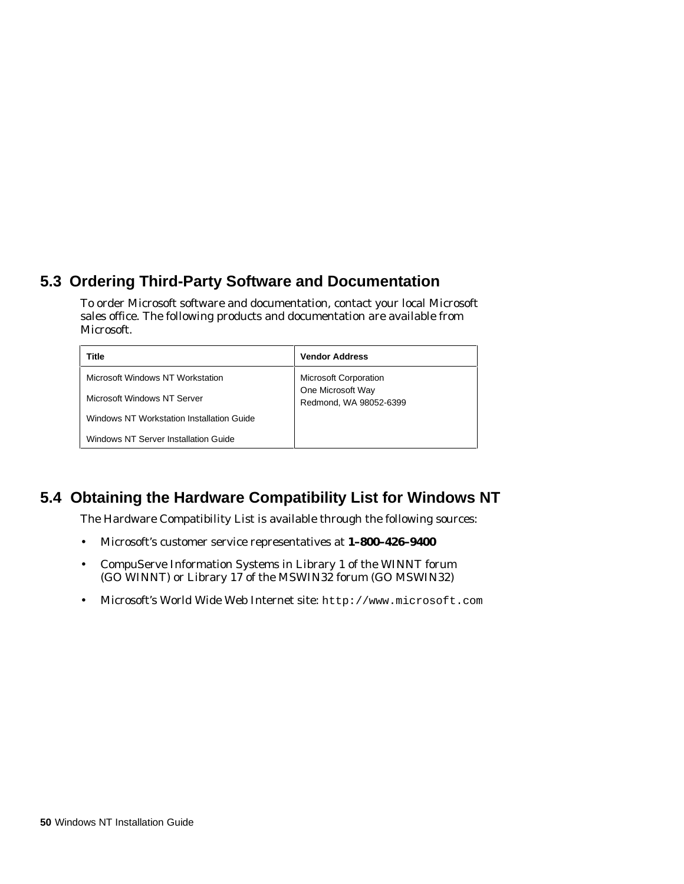## 5.3 Ordering Third-Party Software and Documentation

To order Microsoft software and documentation, contact your local Microsoft sales office. The following products and documentation are available from Microsoft.

| Title | Vendor Address |
|---|---|
| Microsoft Windows NT Workstation<br>Microsoft Windows NT Server<br>Windows NT Workstation Installation Guide<br>Windows NT Server Installation Guide | Microsoft Corporation<br>One Microsoft Way<br>Redmond, WA 98052-6399 |

## 5.4 Obtaining the Hardware Compatibility List for Windows NT

The Hardware Compatibility List is available through the following sources:

- Microsoft's customer service representatives at **1–800–426–9400**
- CompuServe Information Systems in Library 1 of the WINNT forum (GO WINNT) or Library 17 of the MSWIN32 forum (GO MSWIN32)
- Microsoft's World Wide Web Internet site: `http://www.microsoft.com`